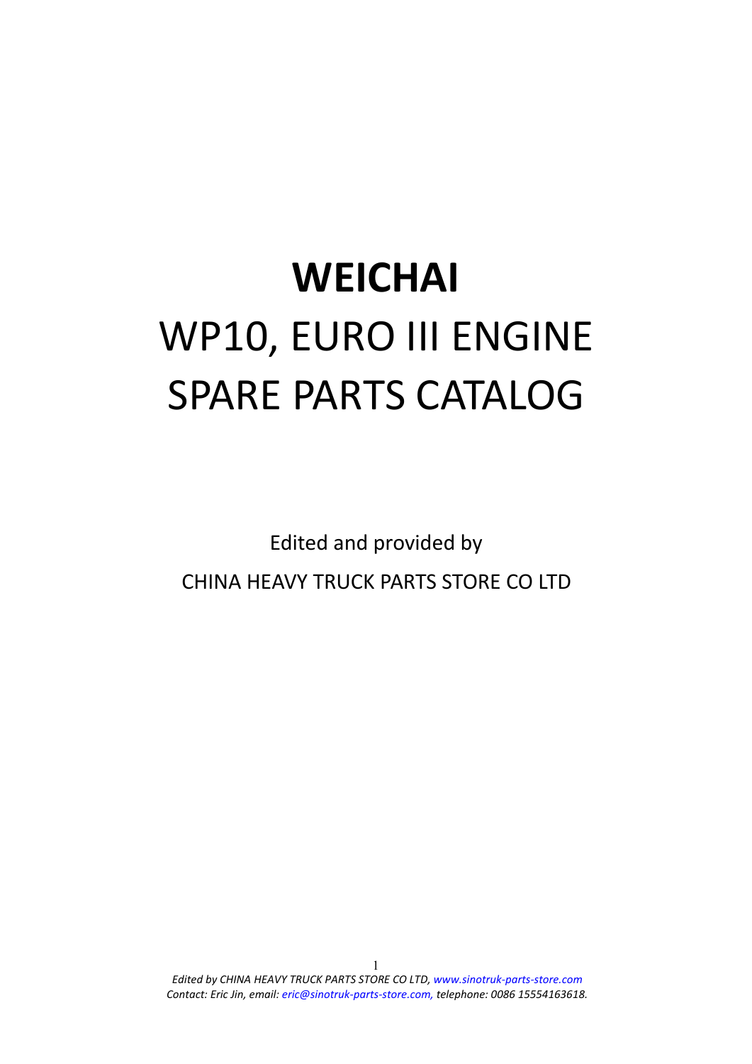# WEICHAI

# WP10, EURO III ENGINE SPARE PARTS CATALOG

Edited and provided by

CHINA HEAVY TRUCK PARTS STORE CO LTD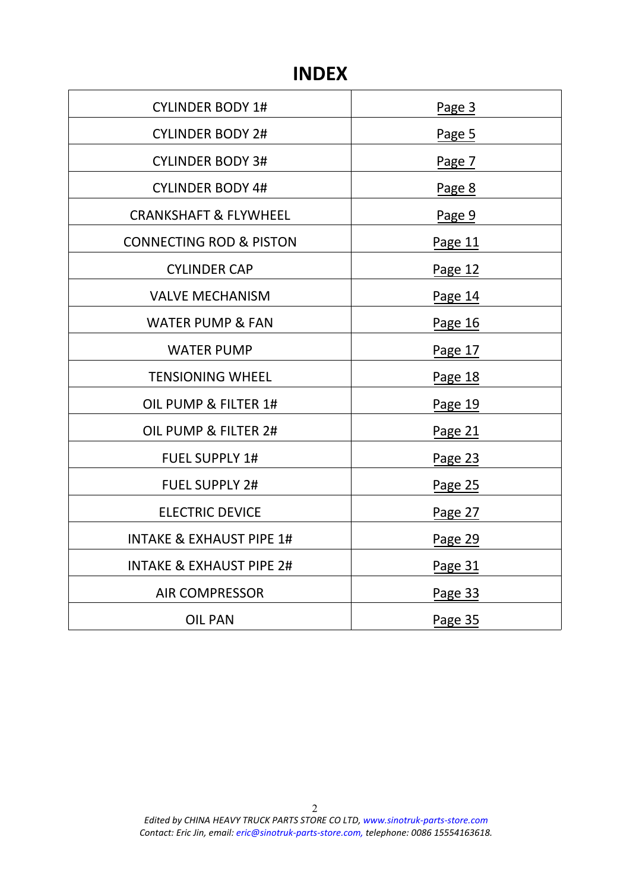# INDEX

| CYLINDER BODY 1# | Page 3 |
|---|---|
| CYLINDER BODY 2# | Page 5 |
| CYLINDER BODY 3# | Page 7 |
| CYLINDER BODY 4# | Page 8 |
| CRANKSHAFT & FLYWHEEL | Page 9 |
| CONNECTING ROD & PISTON | Page 11 |
| CYLINDER CAP | Page 12 |
| VALVE MECHANISM | Page 14 |
| WATER PUMP & FAN | Page 16 |
| WATER PUMP | Page 17 |
| TENSIONING WHEEL | Page 18 |
| OIL PUMP & FILTER 1# | Page 19 |
| OIL PUMP & FILTER 2# | Page 21 |
| FUEL SUPPLY 1# | Page 23 |
| FUEL SUPPLY 2# | Page 25 |
| ELECTRIC DEVICE | Page 27 |
| INTAKE & EXHAUST PIPE 1# | Page 29 |
| INTAKE & EXHAUST PIPE 2# | Page 31 |
| AIR COMPRESSOR | Page 33 |
| OIL PAN | Page 35 |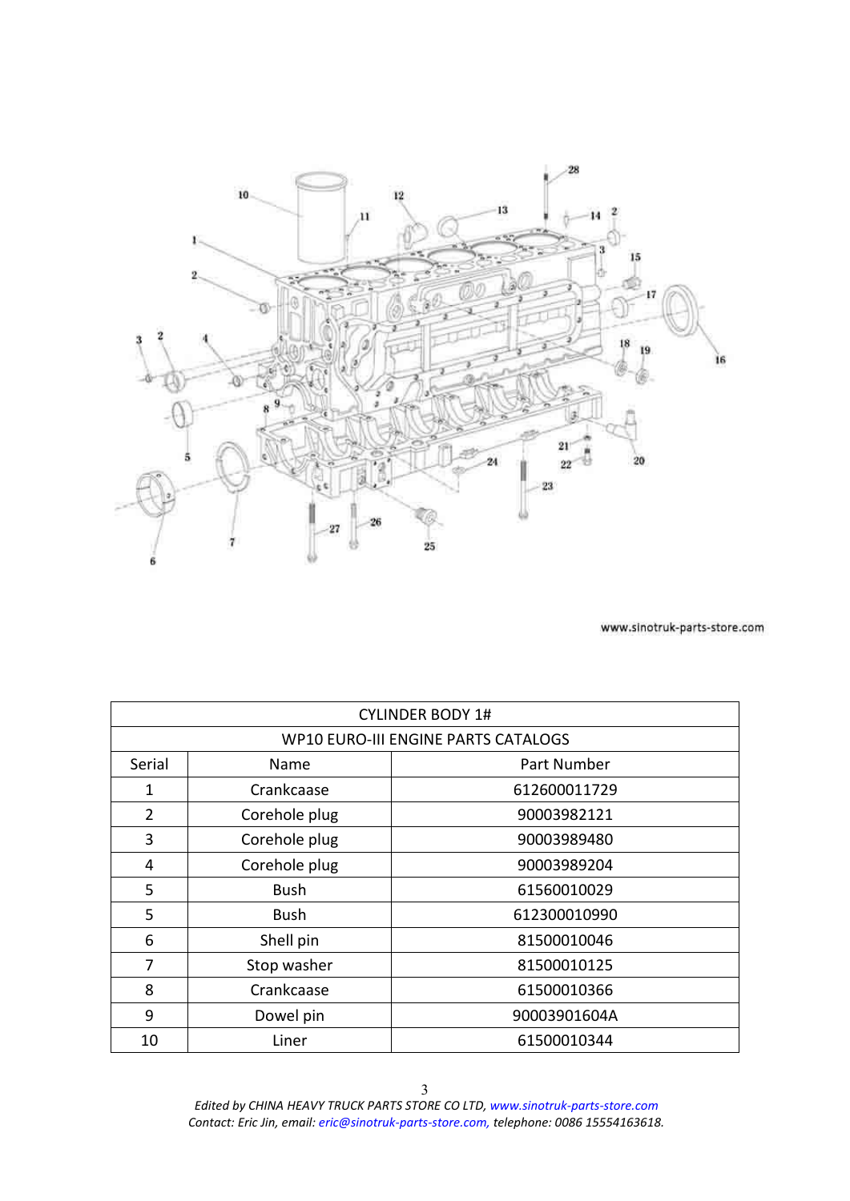www.sinotruk-parts-store.com

| CYLINDER BODY 1# | | |
|---|---|---|
| WP10 EURO-III ENGINE PARTS CATALOGS | | |
| Serial | Name | Part Number |
| 1 | Crankcaase | 612600011729 |
| 2 | Corehole plug | 90003982121 |
| 3 | Corehole plug | 90003989480 |
| 4 | Corehole plug | 90003989204 |
| 5 | Bush | 61560010029 |
| 5 | Bush | 612300010990 |
| 6 | Shell pin | 81500010046 |
| 7 | Stop washer | 81500010125 |
| 8 | Crankcaase | 61500010366 |
| 9 | Dowel pin | 90003901604A |
| 10 | Liner | 61500010344 |

*Edited by CHINA HEAVY TRUCK PARTS STORE CO LTD, www.sinotruk-parts-store.com*
*Contact: Eric Jin, email: eric@sinotruk-parts-store.com, telephone: 0086 15554163618.*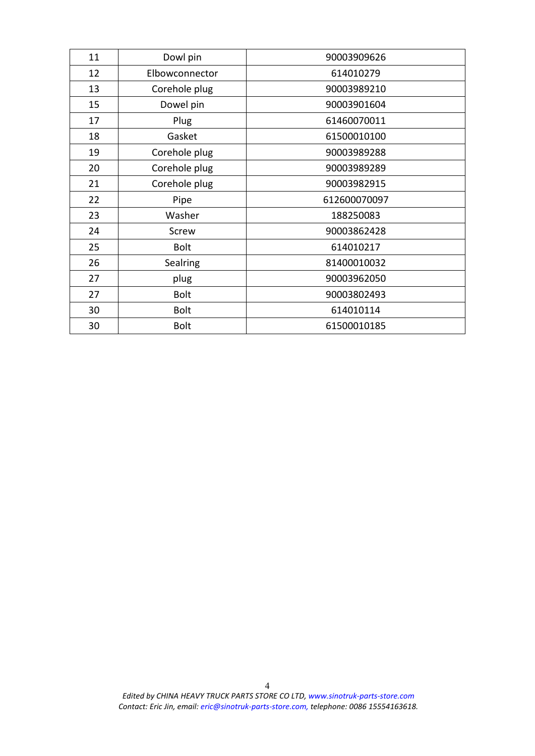| 11 | Dowl pin | 90003909626 |
|---|---|---|
| 12 | Elbowconnector | 614010279 |
| 13 | Corehole plug | 90003989210 |
| 15 | Dowel pin | 90003901604 |
| 17 | Plug | 61460070011 |
| 18 | Gasket | 61500010100 |
| 19 | Corehole plug | 90003989288 |
| 20 | Corehole plug | 90003989289 |
| 21 | Corehole plug | 90003982915 |
| 22 | Pipe | 612600070097 |
| 23 | Washer | 188250083 |
| 24 | Screw | 90003862428 |
| 25 | Bolt | 614010217 |
| 26 | Sealring | 81400010032 |
| 27 | plug | 90003962050 |
| 27 | Bolt | 90003802493 |
| 30 | Bolt | 614010114 |
| 30 | Bolt | 61500010185 |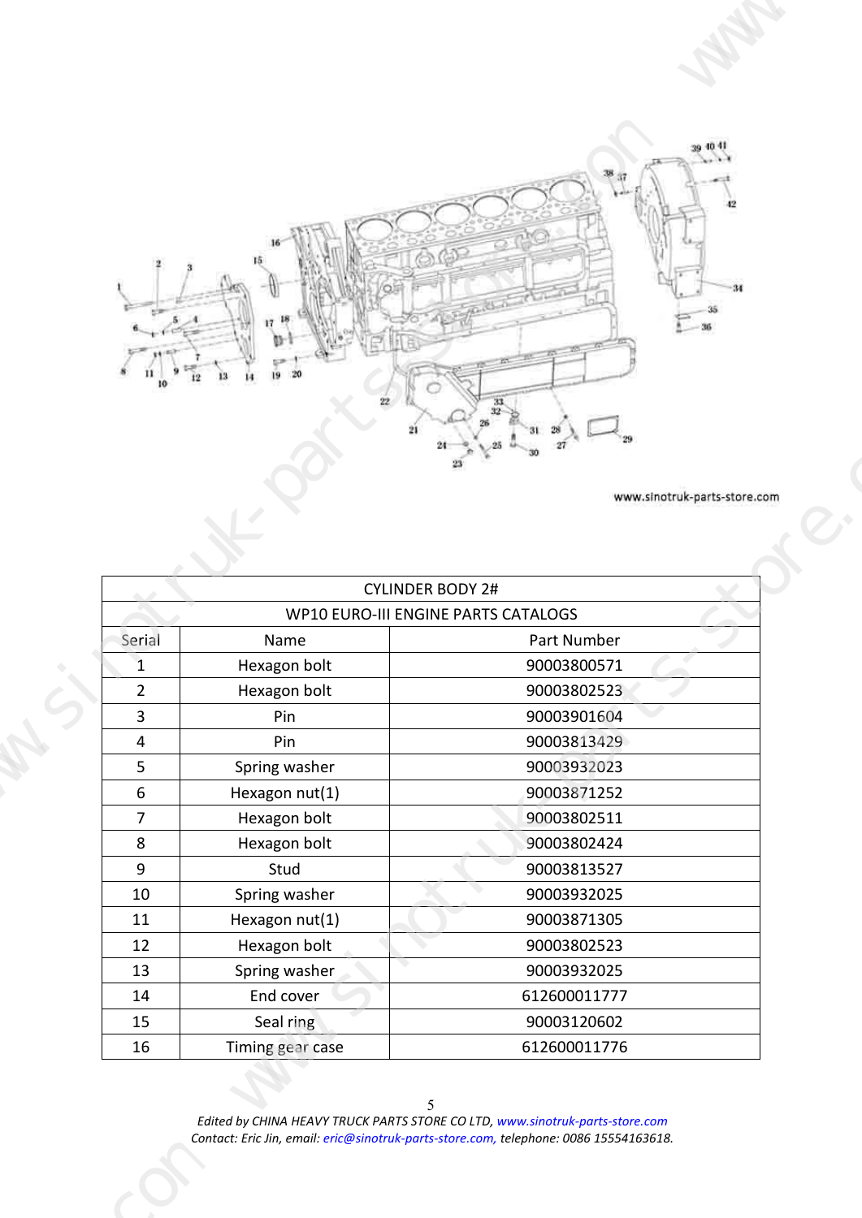www.sinotruk-parts-store.com

| CYLINDER BODY 2# | | |
|---|---|---|
| WP10 EURO-III ENGINE PARTS CATALOGS | | |
| Serial | Name | Part Number |
| 1 | Hexagon bolt | 90003800571 |
| 2 | Hexagon bolt | 90003802523 |
| 3 | Pin | 90003901604 |
| 4 | Pin | 90003813429 |
| 5 | Spring washer | 90003932023 |
| 6 | Hexagon nut(1) | 90003871252 |
| 7 | Hexagon bolt | 90003802511 |
| 8 | Hexagon bolt | 90003802424 |
| 9 | Stud | 90003813527 |
| 10 | Spring washer | 90003932025 |
| 11 | Hexagon nut(1) | 90003871305 |
| 12 | Hexagon bolt | 90003802523 |
| 13 | Spring washer | 90003932025 |
| 14 | End cover | 612600011777 |
| 15 | Seal ring | 90003120602 |
| 16 | Timing gear case | 612600011776 |

*Edited by CHINA HEAVY TRUCK PARTS STORE CO LTD, www.sinotruk-parts-store.com*
*Contact: Eric Jin, email: eric@sinotruk-parts-store.com, telephone: 0086 15554163618.*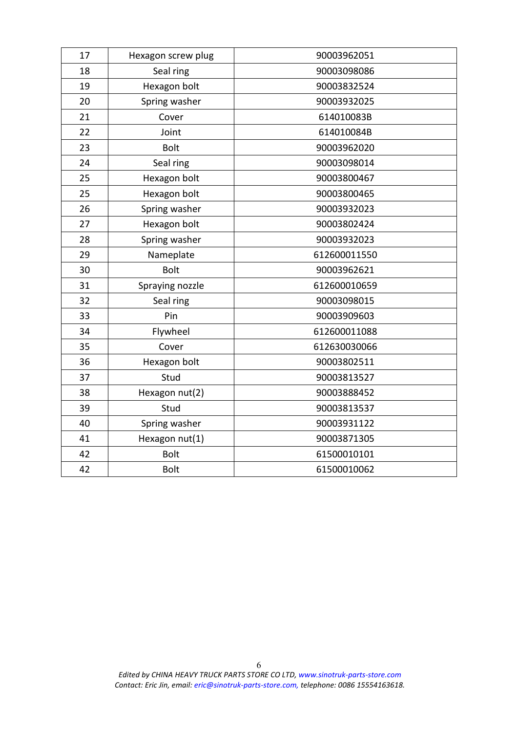| 17 | Hexagon screw plug | 90003962051 |
|---|---|---|
| 18 | Seal ring | 90003098086 |
| 19 | Hexagon bolt | 90003832524 |
| 20 | Spring washer | 90003932025 |
| 21 | Cover | 614010083B |
| 22 | Joint | 614010084B |
| 23 | Bolt | 90003962020 |
| 24 | Seal ring | 90003098014 |
| 25 | Hexagon bolt | 90003800467 |
| 25 | Hexagon bolt | 90003800465 |
| 26 | Spring washer | 90003932023 |
| 27 | Hexagon bolt | 90003802424 |
| 28 | Spring washer | 90003932023 |
| 29 | Nameplate | 612600011550 |
| 30 | Bolt | 90003962621 |
| 31 | Spraying nozzle | 612600010659 |
| 32 | Seal ring | 90003098015 |
| 33 | Pin | 90003909603 |
| 34 | Flywheel | 612600011088 |
| 35 | Cover | 612630030066 |
| 36 | Hexagon bolt | 90003802511 |
| 37 | Stud | 90003813527 |
| 38 | Hexagon nut(2) | 90003888452 |
| 39 | Stud | 90003813537 |
| 40 | Spring washer | 90003931122 |
| 41 | Hexagon nut(1) | 90003871305 |
| 42 | Bolt | 61500010101 |
| 42 | Bolt | 61500010062 |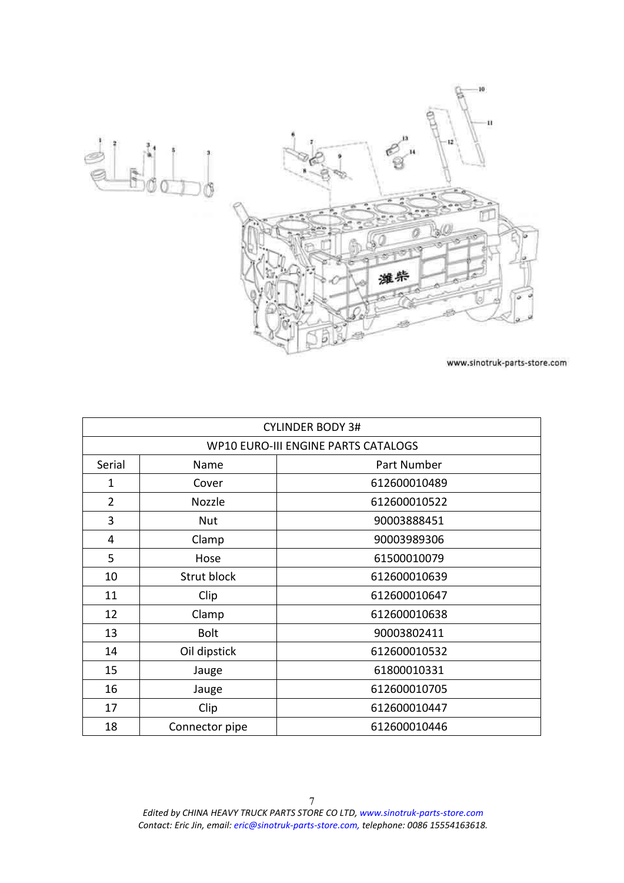| CYLINDER BODY 3# | | |
|---|---|---|
| WP10 EURO-III ENGINE PARTS CATALOGS | | |
| Serial | Name | Part Number |
| 1 | Cover | 612600010489 |
| 2 | Nozzle | 612600010522 |
| 3 | Nut | 90003888451 |
| 4 | Clamp | 90003989306 |
| 5 | Hose | 61500010079 |
| 10 | Strut block | 612600010639 |
| 11 | Clip | 612600010647 |
| 12 | Clamp | 612600010638 |
| 13 | Bolt | 90003802411 |
| 14 | Oil dipstick | 612600010532 |
| 15 | Jauge | 61800010331 |
| 16 | Jauge | 612600010705 |
| 17 | Clip | 612600010447 |
| 18 | Connector pipe | 612600010446 |

*Edited by CHINA HEAVY TRUCK PARTS STORE CO LTD, www.sinotruk-parts-store.com*
*Contact: Eric Jin, email: eric@sinotruk-parts-store.com, telephone: 0086 15554163618.*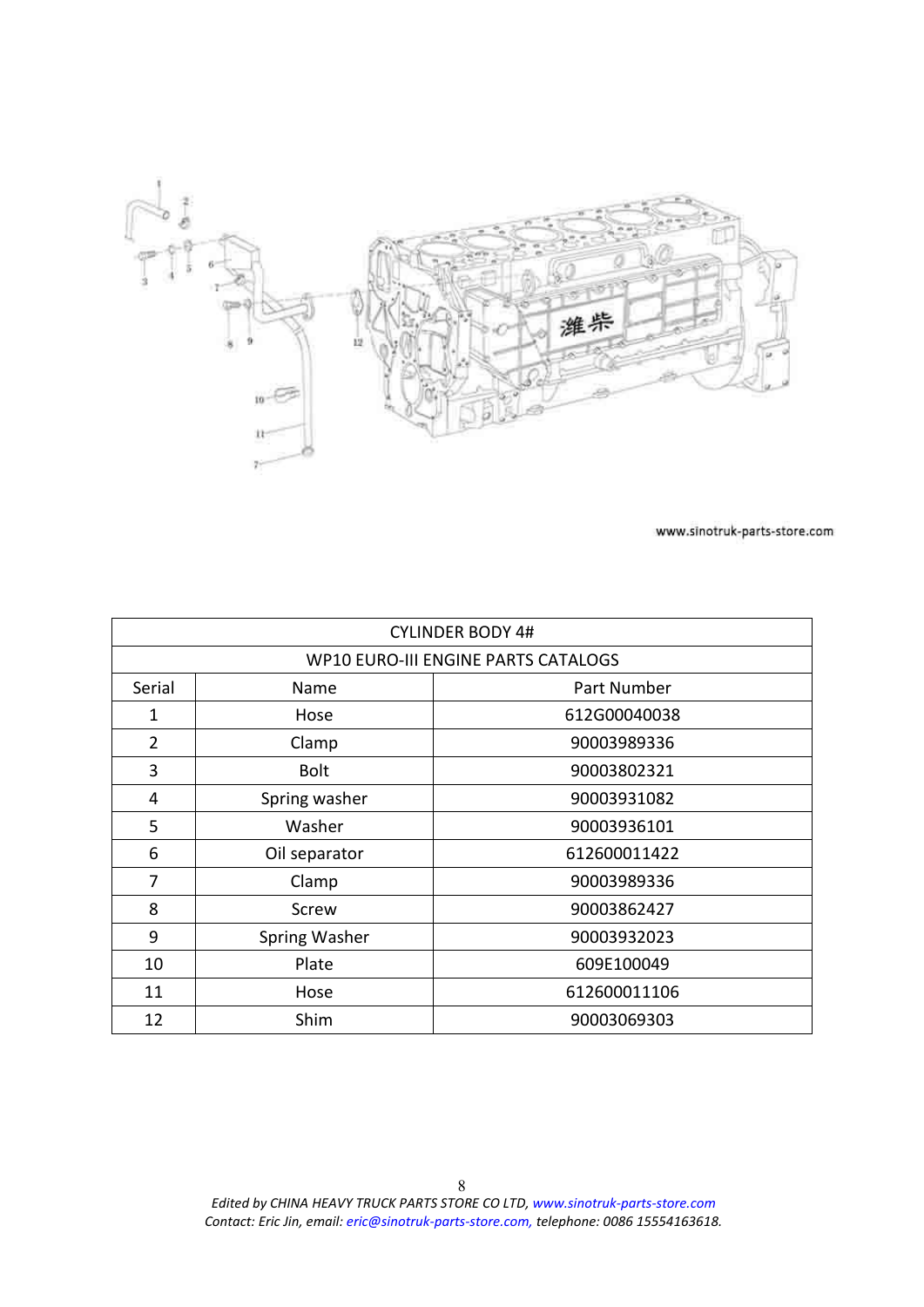www.sinotruk-parts-store.com

| CYLINDER BODY 4# | | |
|---|---|---|
| WP10 EURO-III ENGINE PARTS CATALOGS | | |
| Serial | Name | Part Number |
| 1 | Hose | 612G00040038 |
| 2 | Clamp | 90003989336 |
| 3 | Bolt | 90003802321 |
| 4 | Spring washer | 90003931082 |
| 5 | Washer | 90003936101 |
| 6 | Oil separator | 612600011422 |
| 7 | Clamp | 90003989336 |
| 8 | Screw | 90003862427 |
| 9 | Spring Washer | 90003932023 |
| 10 | Plate | 609E100049 |
| 11 | Hose | 612600011106 |
| 12 | Shim | 90003069303 |

*Edited by CHINA HEAVY TRUCK PARTS STORE CO LTD, www.sinotruk-parts-store.com*
*Contact: Eric Jin, email: eric@sinotruk-parts-store.com, telephone: 0086 15554163618.*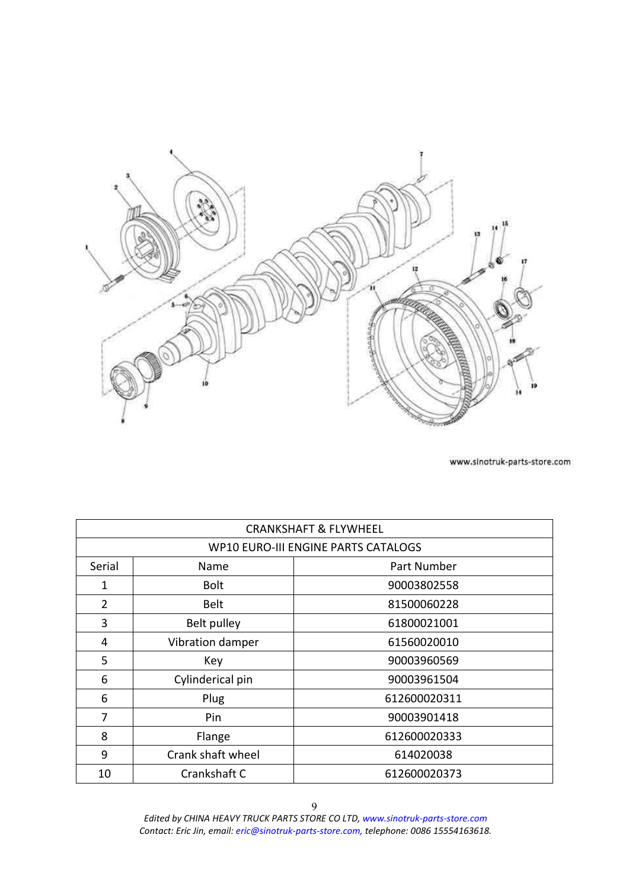| CRANKSHAFT & FLYWHEEL | | |
|---|---|---|
| WP10 EURO-III ENGINE PARTS CATALOGS | | |
| Serial | Name | Part Number |
| 1 | Bolt | 90003802558 |
| 2 | Belt | 81500060228 |
| 3 | Belt pulley | 61800021001 |
| 4 | Vibration damper | 61560020010 |
| 5 | Key | 90003960569 |
| 6 | Cylinderical pin | 90003961504 |
| 6 | Plug | 612600020311 |
| 7 | Pin | 90003901418 |
| 8 | Flange | 612600020333 |
| 9 | Crank shaft wheel | 614020038 |
| 10 | Crankshaft C | 612600020373 |

*Edited by CHINA HEAVY TRUCK PARTS STORE CO LTD, www.sinotruk-parts-store.com*
*Contact: Eric Jin, email: eric@sinotruk-parts-store.com, telephone: 0086 15554163618.*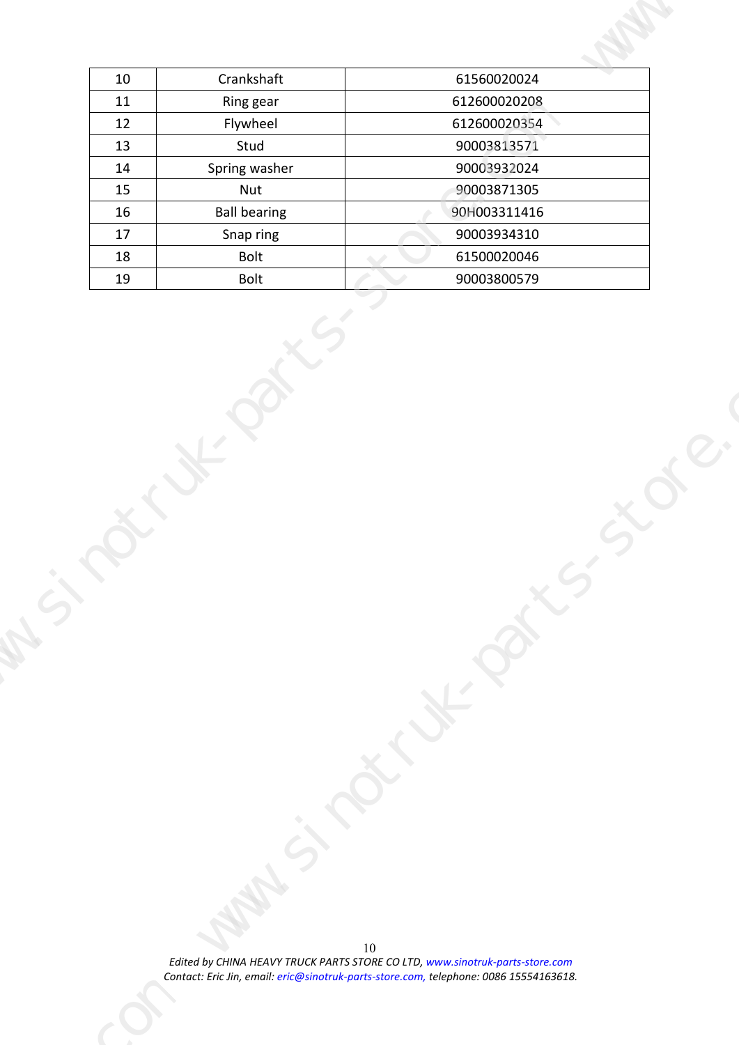| 10 | Crankshaft | 61560020024 |
|---|---|---|
| 11 | Ring gear | 612600020208 |
| 12 | Flywheel | 612600020354 |
| 13 | Stud | 90003813571 |
| 14 | Spring washer | 90003932024 |
| 15 | Nut | 90003871305 |
| 16 | Ball bearing | 90H003311416 |
| 17 | Snap ring | 90003934310 |
| 18 | Bolt | 61500020046 |
| 19 | Bolt | 90003800579 |

*Edited by CHINA HEAVY TRUCK PARTS STORE CO LTD, www.sinotruk-parts-store.com*
*Contact: Eric Jin, email: eric@sinotruk-parts-store.com, telephone: 0086 15554163618.*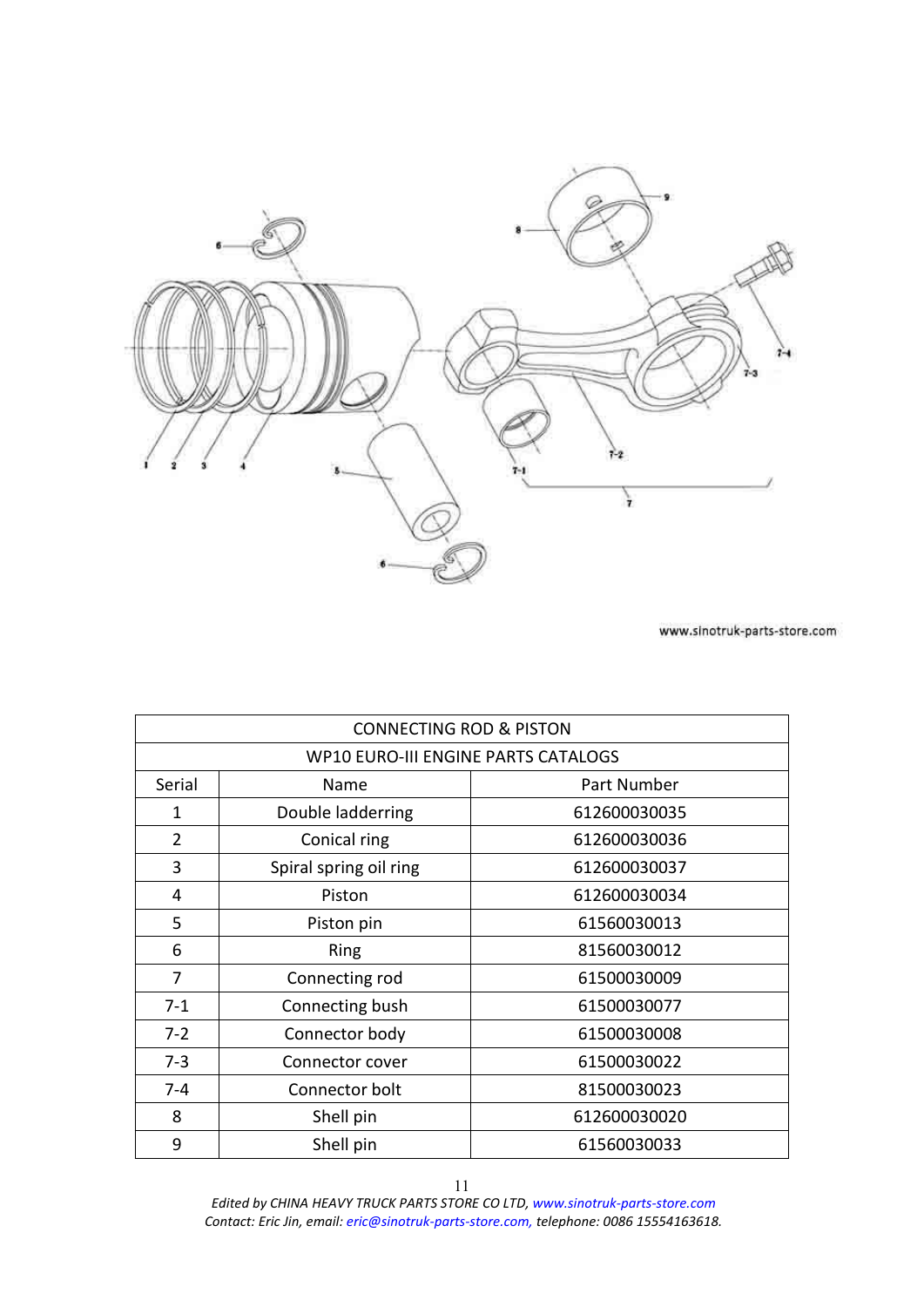www.sinotruk-parts-store.com

| CONNECTING ROD & PISTON | | |
|---|---|---|
| WP10 EURO-III ENGINE PARTS CATALOGS | | |
| Serial | Name | Part Number |
| 1 | Double ladderring | 612600030035 |
| 2 | Conical ring | 612600030036 |
| 3 | Spiral spring oil ring | 612600030037 |
| 4 | Piston | 612600030034 |
| 5 | Piston pin | 61560030013 |
| 6 | Ring | 81560030012 |
| 7 | Connecting rod | 61500030009 |
| 7-1 | Connecting bush | 61500030077 |
| 7-2 | Connector body | 61500030008 |
| 7-3 | Connector cover | 61500030022 |
| 7-4 | Connector bolt | 81500030023 |
| 8 | Shell pin | 612600030020 |
| 9 | Shell pin | 61560030033 |

*Edited by CHINA HEAVY TRUCK PARTS STORE CO LTD, www.sinotruk-parts-store.com*
*Contact: Eric Jin, email: eric@sinotruk-parts-store.com, telephone: 0086 15554163618.*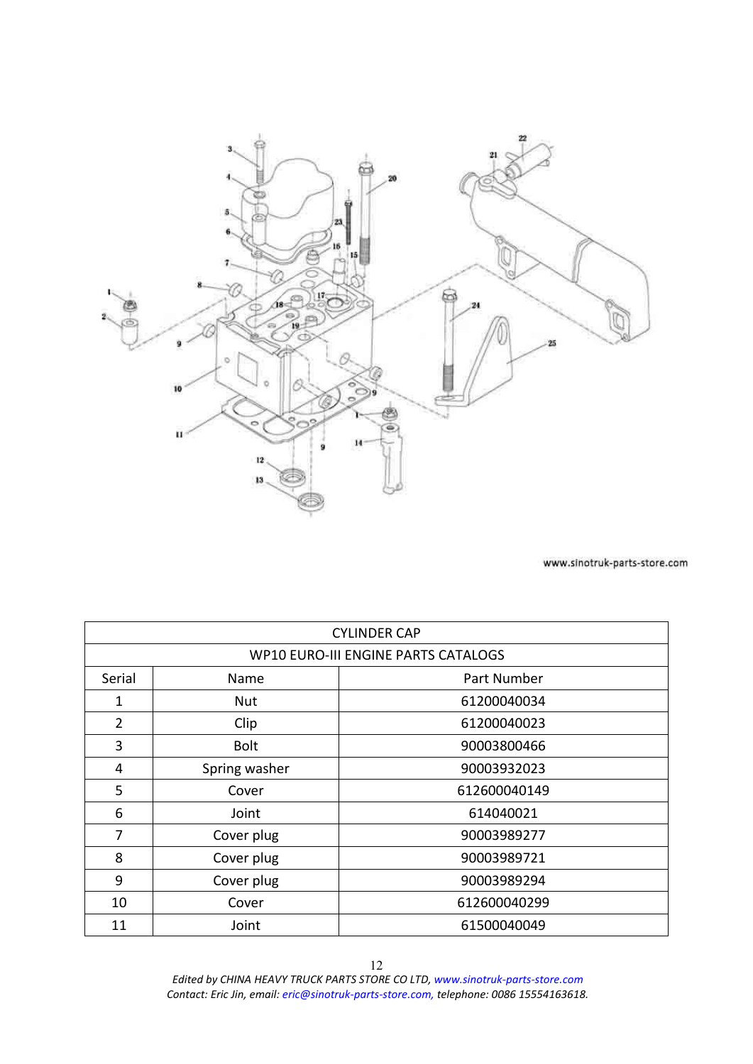www.sinotruk-parts-store.com

| CYLINDER CAP | | |
|---|---|---|
| WP10 EURO-III ENGINE PARTS CATALOGS | | |
| Serial | Name | Part Number |
| 1 | Nut | 61200040034 |
| 2 | Clip | 61200040023 |
| 3 | Bolt | 90003800466 |
| 4 | Spring washer | 90003932023 |
| 5 | Cover | 612600040149 |
| 6 | Joint | 614040021 |
| 7 | Cover plug | 90003989277 |
| 8 | Cover plug | 90003989721 |
| 9 | Cover plug | 90003989294 |
| 10 | Cover | 612600040299 |
| 11 | Joint | 61500040049 |

*Edited by CHINA HEAVY TRUCK PARTS STORE CO LTD, www.sinotruk-parts-store.com*
*Contact: Eric Jin, email: eric@sinotruk-parts-store.com, telephone: 0086 15554163618.*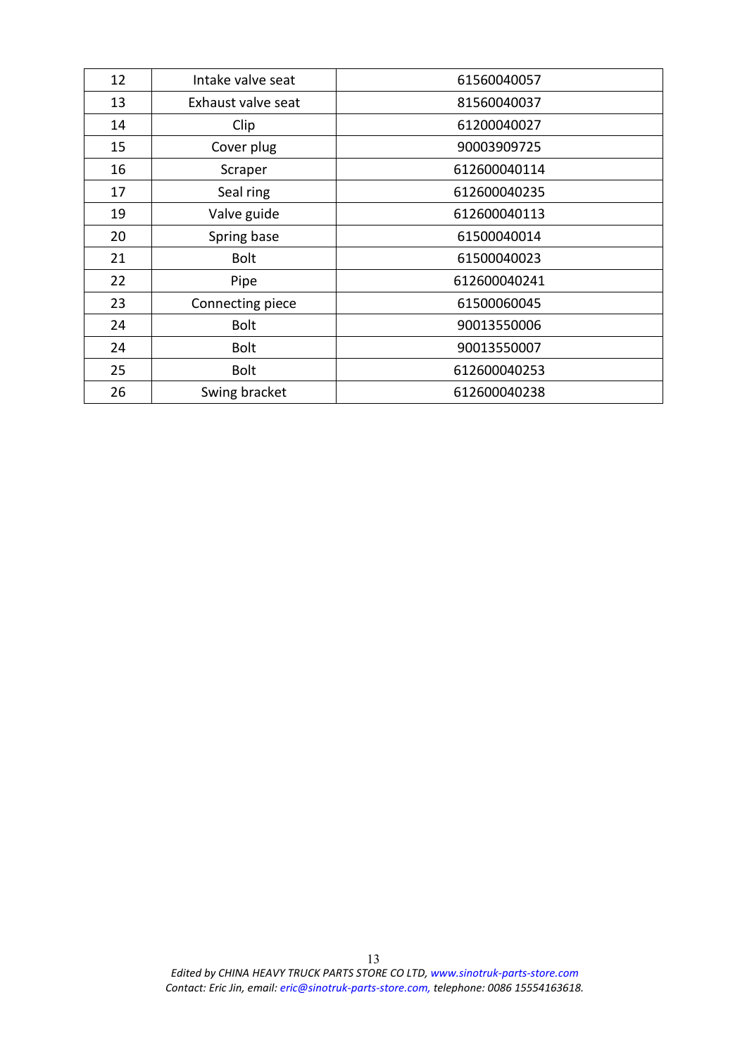| | | |
|---|---|---|
| 12 | Intake valve seat | 61560040057 |
| 13 | Exhaust valve seat | 81560040037 |
| 14 | Clip | 61200040027 |
| 15 | Cover plug | 90003909725 |
| 16 | Scraper | 612600040114 |
| 17 | Seal ring | 612600040235 |
| 19 | Valve guide | 612600040113 |
| 20 | Spring base | 61500040014 |
| 21 | Bolt | 61500040023 |
| 22 | Pipe | 612600040241 |
| 23 | Connecting piece | 61500060045 |
| 24 | Bolt | 90013550006 |
| 24 | Bolt | 90013550007 |
| 25 | Bolt | 612600040253 |
| 26 | Swing bracket | 612600040238 |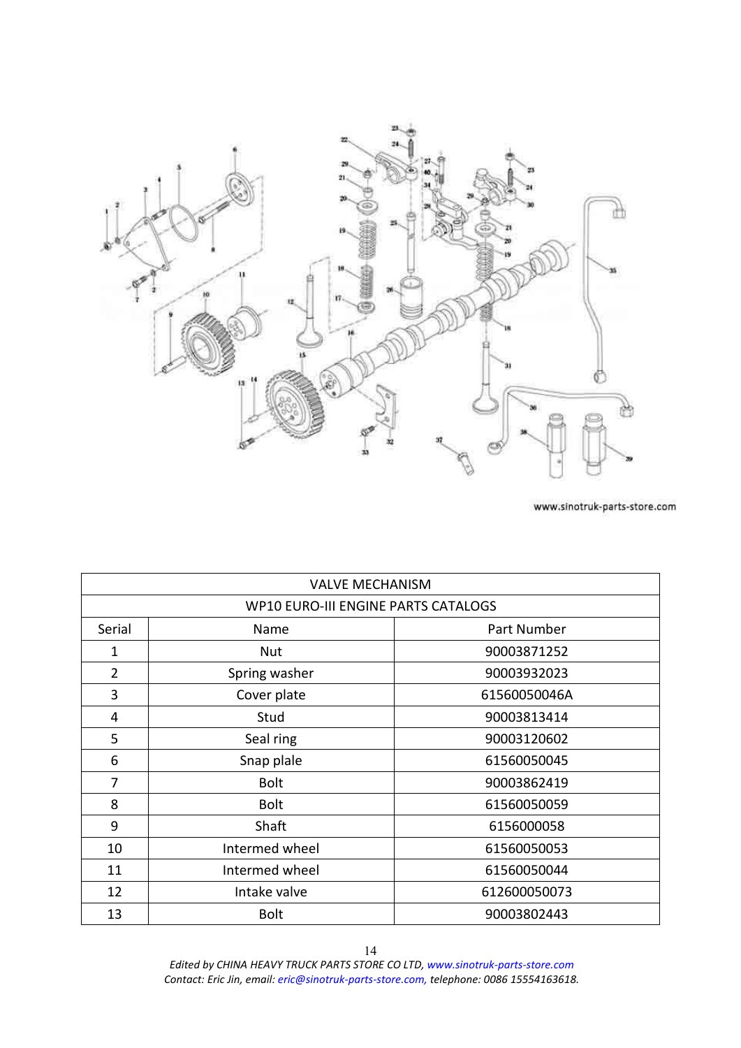www.sinotruk-parts-store.com

| VALVE MECHANISM | | |
|---|---|---|
| WP10 EURO-III ENGINE PARTS CATALOGS | | |
| Serial | Name | Part Number |
| 1 | Nut | 90003871252 |
| 2 | Spring washer | 90003932023 |
| 3 | Cover plate | 61560050046A |
| 4 | Stud | 90003813414 |
| 5 | Seal ring | 90003120602 |
| 6 | Snap plale | 61560050045 |
| 7 | Bolt | 90003862419 |
| 8 | Bolt | 61560050059 |
| 9 | Shaft | 6156000058 |
| 10 | Intermed wheel | 61560050053 |
| 11 | Intermed wheel | 61560050044 |
| 12 | Intake valve | 612600050073 |
| 13 | Bolt | 90003802443 |

*Edited by CHINA HEAVY TRUCK PARTS STORE CO LTD, www.sinotruk-parts-store.com*
*Contact: Eric Jin, email: eric@sinotruk-parts-store.com, telephone: 0086 15554163618.*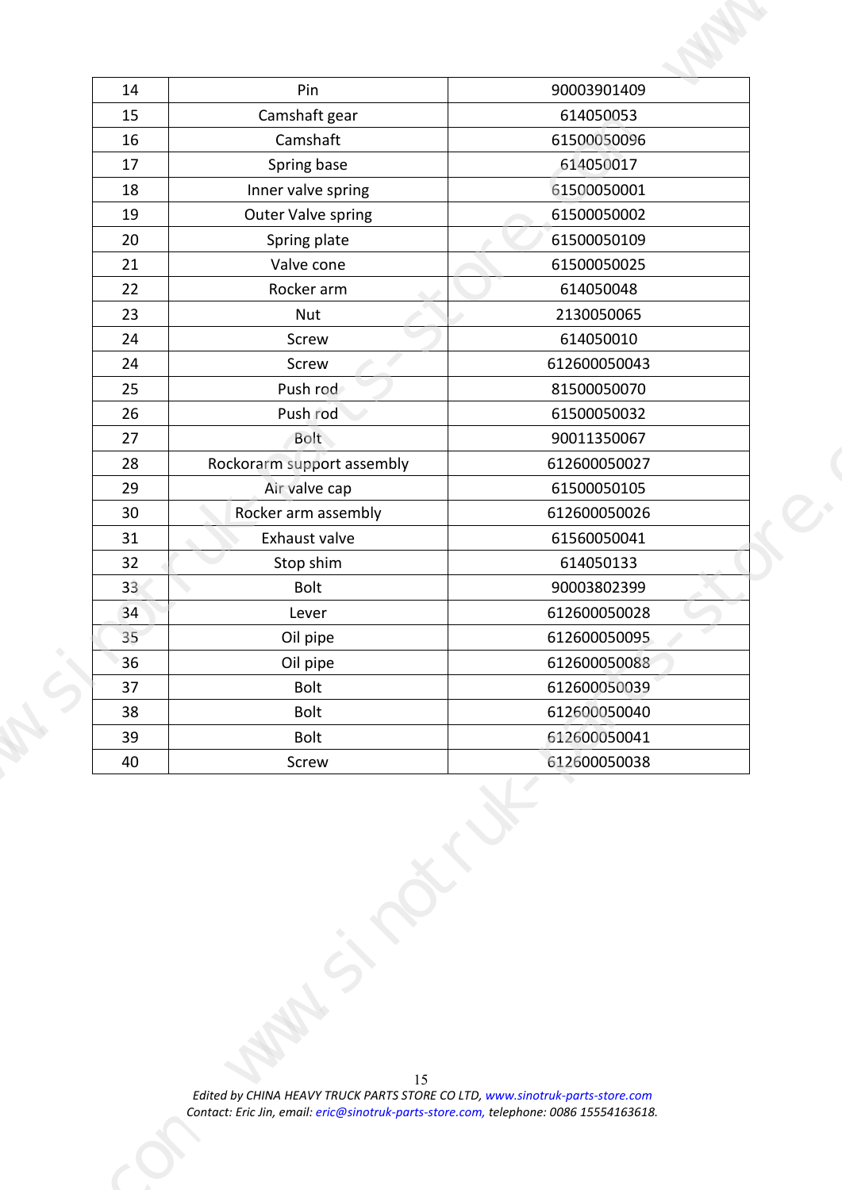| 14 | Pin | 90003901409 |
|---|---|---|
| 15 | Camshaft gear | 614050053 |
| 16 | Camshaft | 61500050096 |
| 17 | Spring base | 614050017 |
| 18 | Inner valve spring | 61500050001 |
| 19 | Outer Valve spring | 61500050002 |
| 20 | Spring plate | 61500050109 |
| 21 | Valve cone | 61500050025 |
| 22 | Rocker arm | 614050048 |
| 23 | Nut | 2130050065 |
| 24 | Screw | 614050010 |
| 24 | Screw | 612600050043 |
| 25 | Push rod | 81500050070 |
| 26 | Push rod | 61500050032 |
| 27 | Bolt | 90011350067 |
| 28 | Rockorarm support assembly | 612600050027 |
| 29 | Air valve cap | 61500050105 |
| 30 | Rocker arm assembly | 612600050026 |
| 31 | Exhaust valve | 61560050041 |
| 32 | Stop shim | 614050133 |
| 33 | Bolt | 90003802399 |
| 34 | Lever | 612600050028 |
| 35 | Oil pipe | 612600050095 |
| 36 | Oil pipe | 612600050088 |
| 37 | Bolt | 612600050039 |
| 38 | Bolt | 612600050040 |
| 39 | Bolt | 612600050041 |
| 40 | Screw | 612600050038 |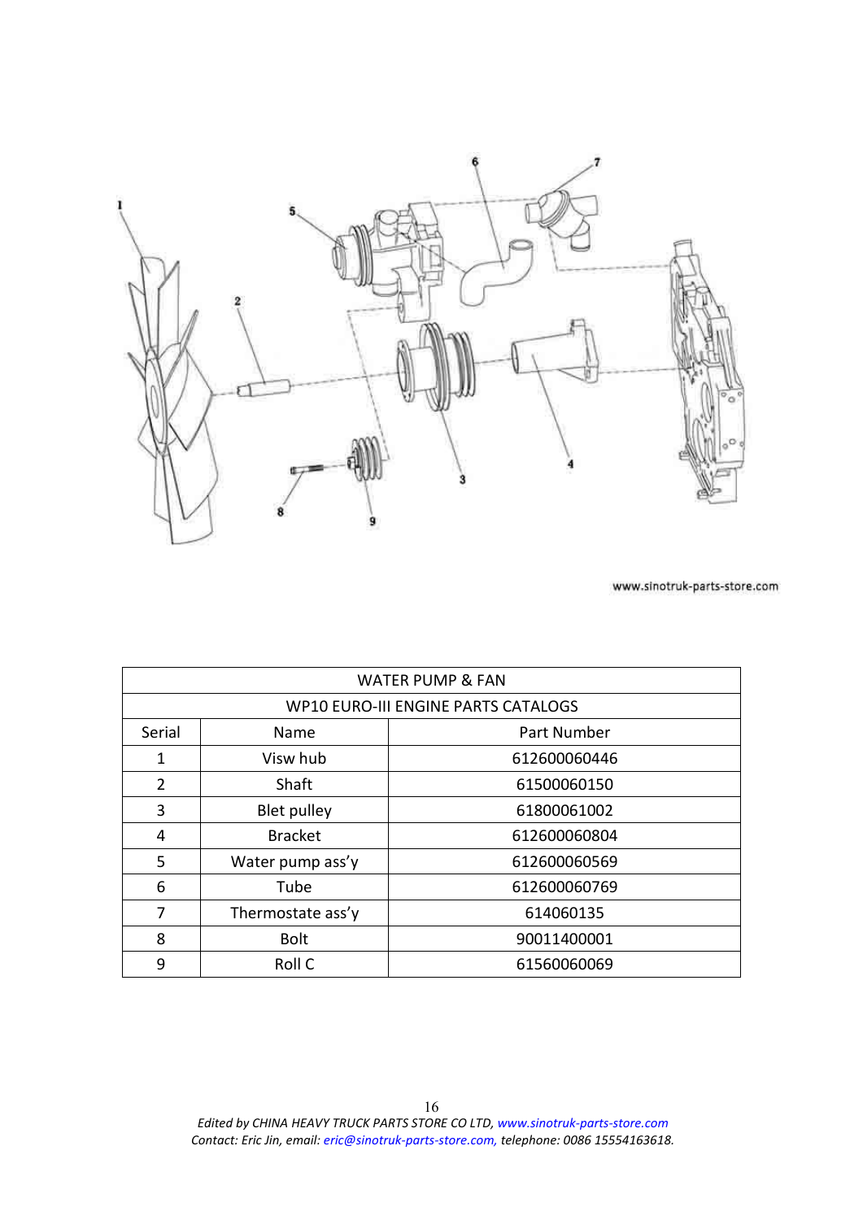www.sinotruk-parts-store.com

| WATER PUMP & FAN | | |
|---|---|---|
| WP10 EURO-III ENGINE PARTS CATALOGS | | |
| Serial | Name | Part Number |
| 1 | Visw hub | 612600060446 |
| 2 | Shaft | 61500060150 |
| 3 | Blet pulley | 61800061002 |
| 4 | Bracket | 612600060804 |
| 5 | Water pump ass'y | 612600060569 |
| 6 | Tube | 612600060769 |
| 7 | Thermostate ass'y | 614060135 |
| 8 | Bolt | 90011400001 |
| 9 | Roll C | 61560060069 |

*Edited by CHINA HEAVY TRUCK PARTS STORE CO LTD, www.sinotruk-parts-store.com*
*Contact: Eric Jin, email: eric@sinotruk-parts-store.com, telephone: 0086 15554163618.*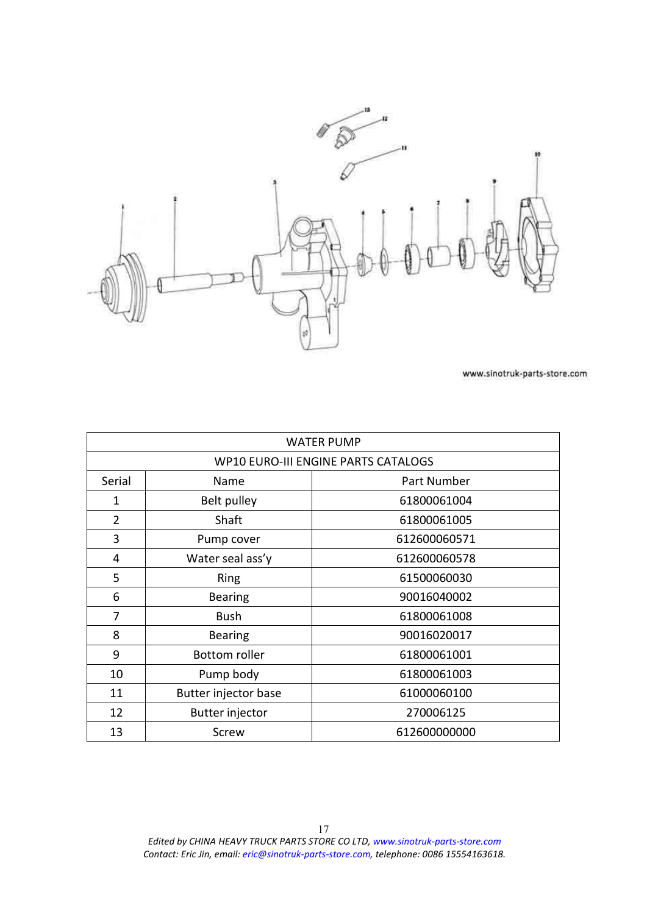www.sinotruk-parts-store.com

| WATER PUMP | | |
|---|---|---|
| WP10 EURO-III ENGINE PARTS CATALOGS | | |
| Serial | Name | Part Number |
| 1 | Belt pulley | 61800061004 |
| 2 | Shaft | 61800061005 |
| 3 | Pump cover | 612600060571 |
| 4 | Water seal ass'y | 612600060578 |
| 5 | Ring | 61500060030 |
| 6 | Bearing | 90016040002 |
| 7 | Bush | 61800061008 |
| 8 | Bearing | 90016020017 |
| 9 | Bottom roller | 61800061001 |
| 10 | Pump body | 61800061003 |
| 11 | Butter injector base | 61000060100 |
| 12 | Butter injector | 270006125 |
| 13 | Screw | 612600000000 |

*Edited by CHINA HEAVY TRUCK PARTS STORE CO LTD, www.sinotruk-parts-store.com*
*Contact: Eric Jin, email: eric@sinotruk-parts-store.com, telephone: 0086 15554163618.*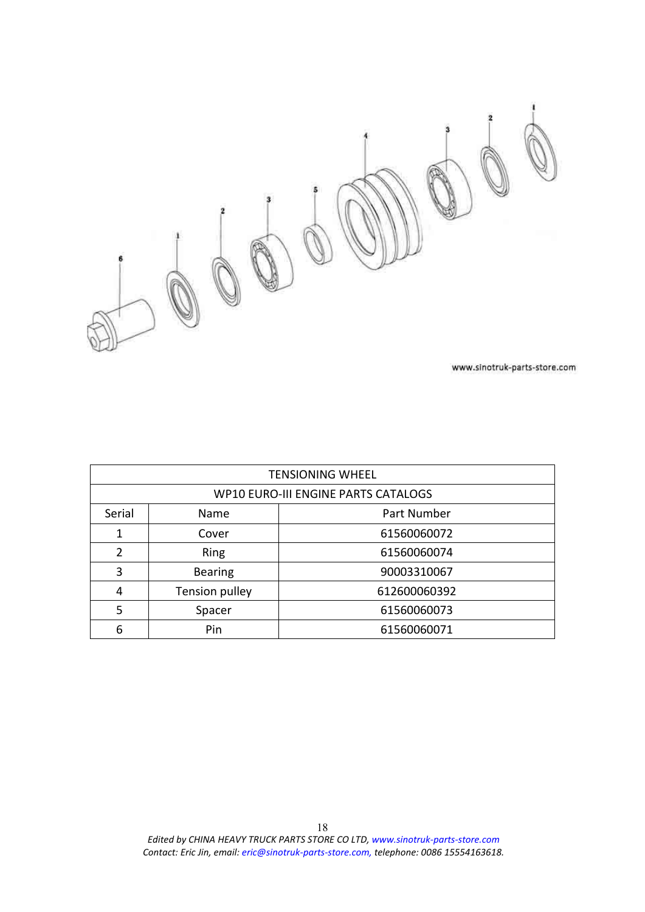www.sinotruk-parts-store.com

| TENSIONING WHEEL | | |
|---|---|---|
| WP10 EURO-III ENGINE PARTS CATALOGS | | |
| Serial | Name | Part Number |
| 1 | Cover | 61560060072 |
| 2 | Ring | 61560060074 |
| 3 | Bearing | 90003310067 |
| 4 | Tension pulley | 612600060392 |
| 5 | Spacer | 61560060073 |
| 6 | Pin | 61560060071 |

*Edited by CHINA HEAVY TRUCK PARTS STORE CO LTD, www.sinotruk-parts-store.com*
*Contact: Eric Jin, email: eric@sinotruk-parts-store.com, telephone: 0086 15554163618.*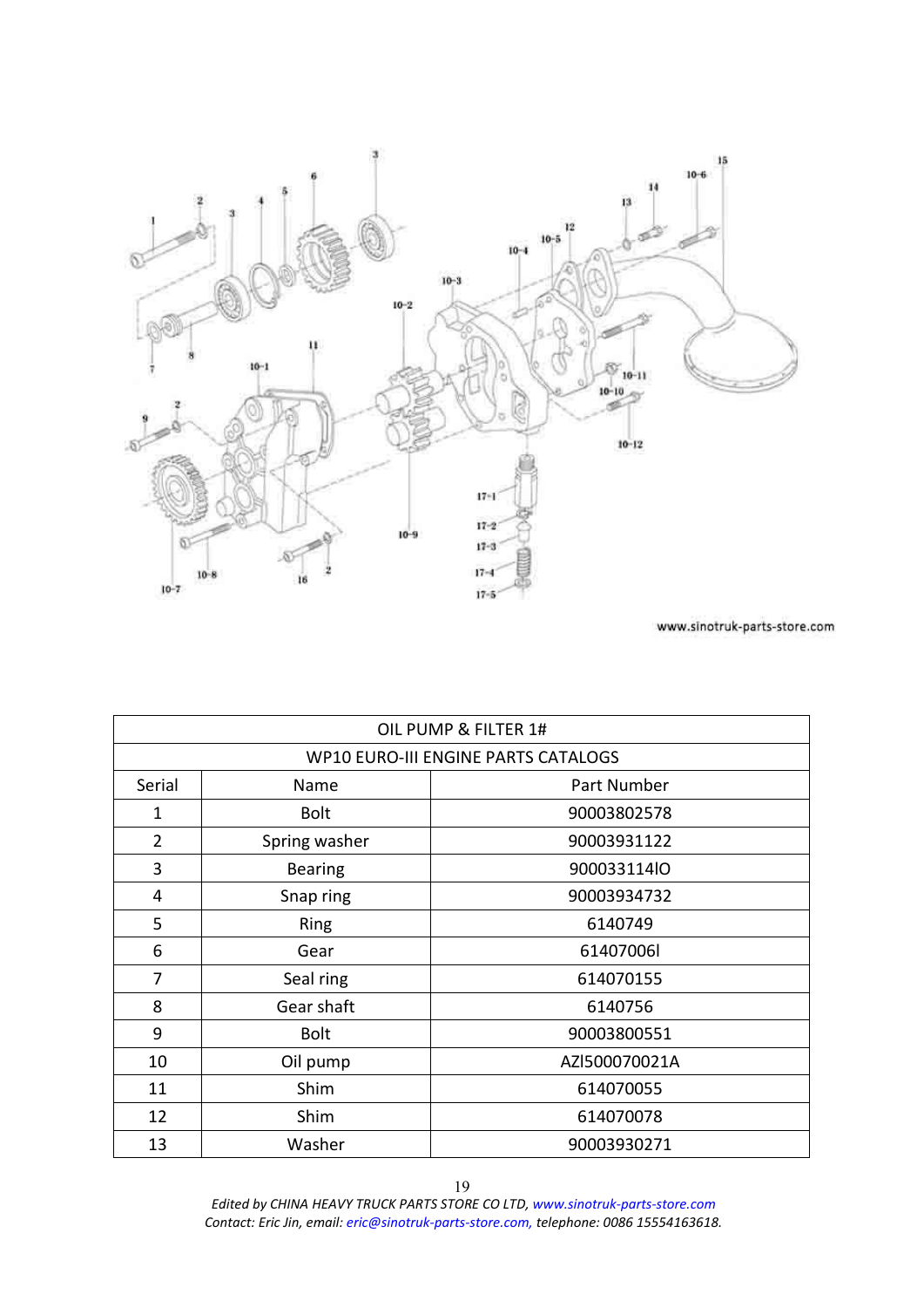www.sinotruk-parts-store.com

| OIL PUMP & FILTER 1# | | |
|---|---|---|
| WP10 EURO-III ENGINE PARTS CATALOGS | | |
| Serial | Name | Part Number |
| 1 | Bolt | 90003802578 |
| 2 | Spring washer | 90003931122 |
| 3 | Bearing | 900033114lO |
| 4 | Snap ring | 90003934732 |
| 5 | Ring | 6140749 |
| 6 | Gear | 61407006l |
| 7 | Seal ring | 614070155 |
| 8 | Gear shaft | 6140756 |
| 9 | Bolt | 90003800551 |
| 10 | Oil pump | AZl500070021A |
| 11 | Shim | 614070055 |
| 12 | Shim | 614070078 |
| 13 | Washer | 90003930271 |

*Edited by CHINA HEAVY TRUCK PARTS STORE CO LTD, www.sinotruk-parts-store.com*
*Contact: Eric Jin, email: eric@sinotruk-parts-store.com, telephone: 0086 15554163618.*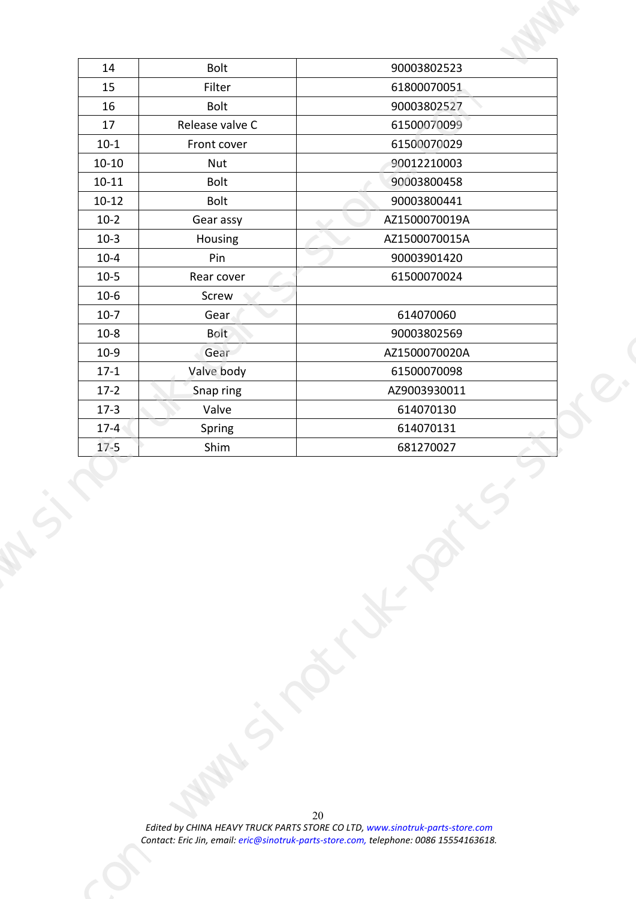| 14 | Bolt | 90003802523 |
| --- | --- | --- |
| 15 | Filter | 61800070051 |
| 16 | Bolt | 90003802527 |
| 17 | Release valve C | 61500070099 |
| 10-1 | Front cover | 61500070029 |
| 10-10 | Nut | 90012210003 |
| 10-11 | Bolt | 90003800458 |
| 10-12 | Bolt | 90003800441 |
| 10-2 | Gear assy | AZ1500070019A |
| 10-3 | Housing | AZ1500070015A |
| 10-4 | Pin | 90003901420 |
| 10-5 | Rear cover | 61500070024 |
| 10-6 | Screw | |
| 10-7 | Gear | 614070060 |
| 10-8 | Bolt | 90003802569 |
| 10-9 | Gear | AZ1500070020A |
| 17-1 | Valve body | 61500070098 |
| 17-2 | Snap ring | AZ9003930011 |
| 17-3 | Valve | 614070130 |
| 17-4 | Spring | 614070131 |
| 17-5 | Shim | 681270027 |

*Edited by CHINA HEAVY TRUCK PARTS STORE CO LTD, www.sinotruk-parts-store.com*
*Contact: Eric Jin, email: eric@sinotruk-parts-store.com, telephone: 0086 15554163618.*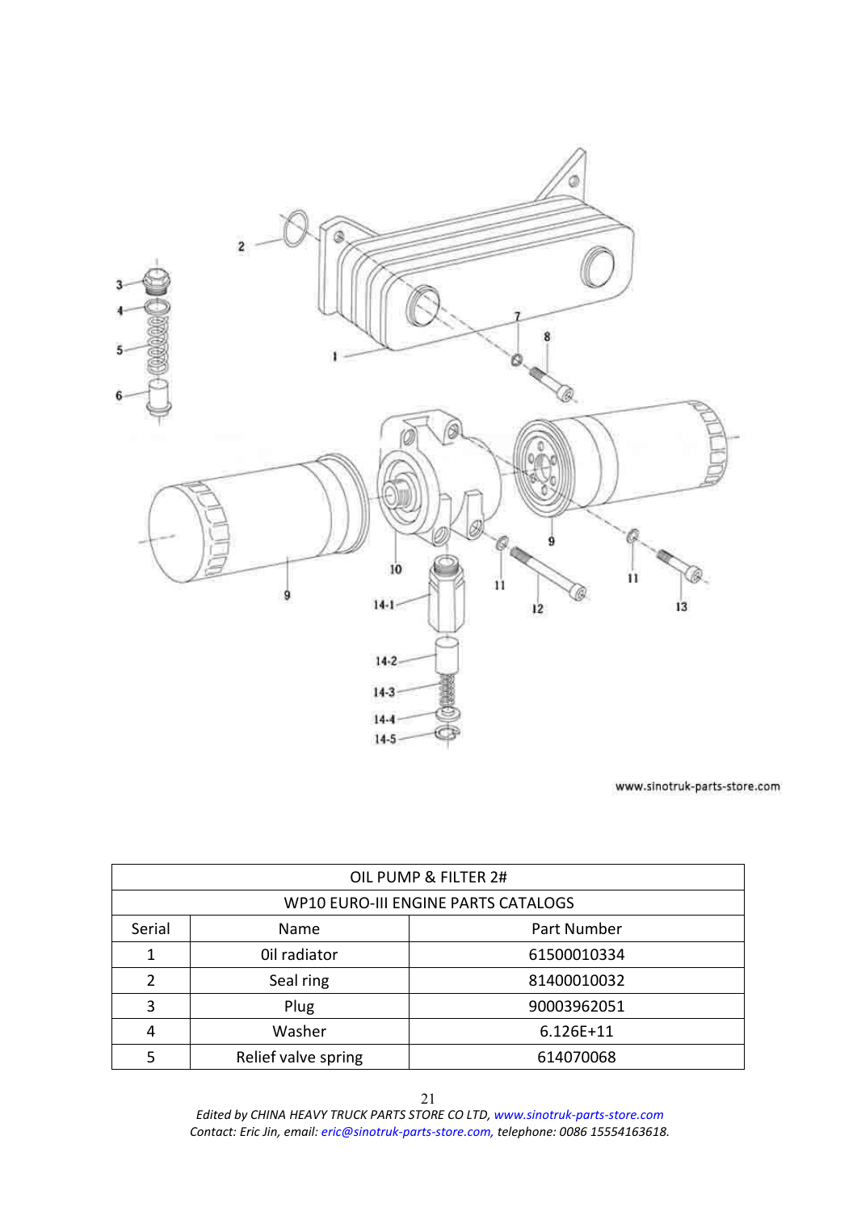| OIL PUMP & FILTER 2# | | |
|---|---|---|
| WP10 EURO-III ENGINE PARTS CATALOGS | | |
| Serial | Name | Part Number |
| 1 | Oil radiator | 61500010334 |
| 2 | Seal ring | 81400010032 |
| 3 | Plug | 90003962051 |
| 4 | Washer | 6.126E+11 |
| 5 | Relief valve spring | 614070068 |

*Edited by CHINA HEAVY TRUCK PARTS STORE CO LTD, www.sinotruk-parts-store.com*
*Contact: Eric Jin, email: eric@sinotruk-parts-store.com, telephone: 0086 15554163618.*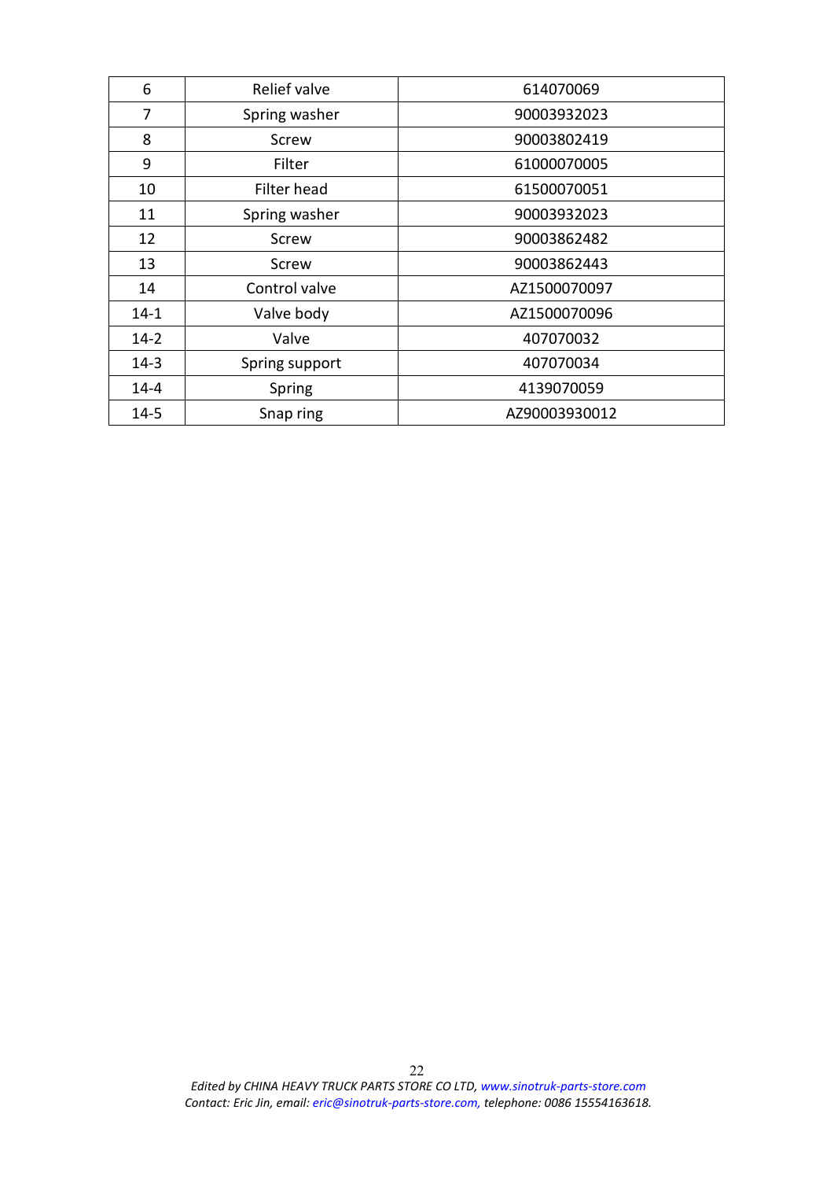| 6 | Relief valve | 614070069 |
|---|---|---|
| 7 | Spring washer | 90003932023 |
| 8 | Screw | 90003802419 |
| 9 | Filter | 61000070005 |
| 10 | Filter head | 61500070051 |
| 11 | Spring washer | 90003932023 |
| 12 | Screw | 90003862482 |
| 13 | Screw | 90003862443 |
| 14 | Control valve | AZ1500070097 |
| 14-1 | Valve body | AZ1500070096 |
| 14-2 | Valve | 407070032 |
| 14-3 | Spring support | 407070034 |
| 14-4 | Spring | 4139070059 |
| 14-5 | Snap ring | AZ90003930012 |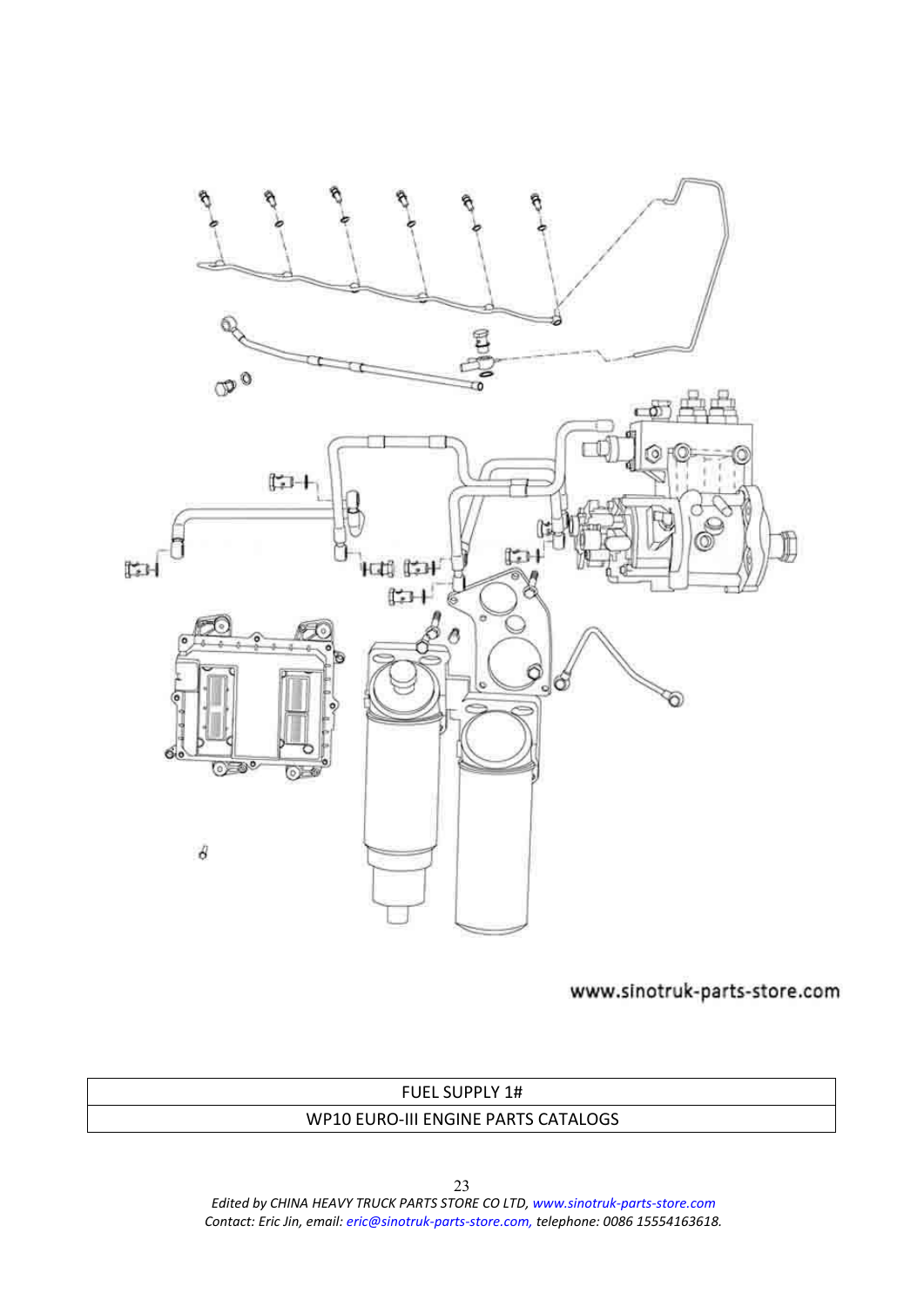www.sinotruk-parts-store.com

| FUEL SUPPLY 1# |
| --- |
| WP10 EURO-III ENGINE PARTS CATALOGS |

*Edited by CHINA HEAVY TRUCK PARTS STORE CO LTD, www.sinotruk-parts-store.com*
*Contact: Eric Jin, email: eric@sinotruk-parts-store.com, telephone: 0086 15554163618.*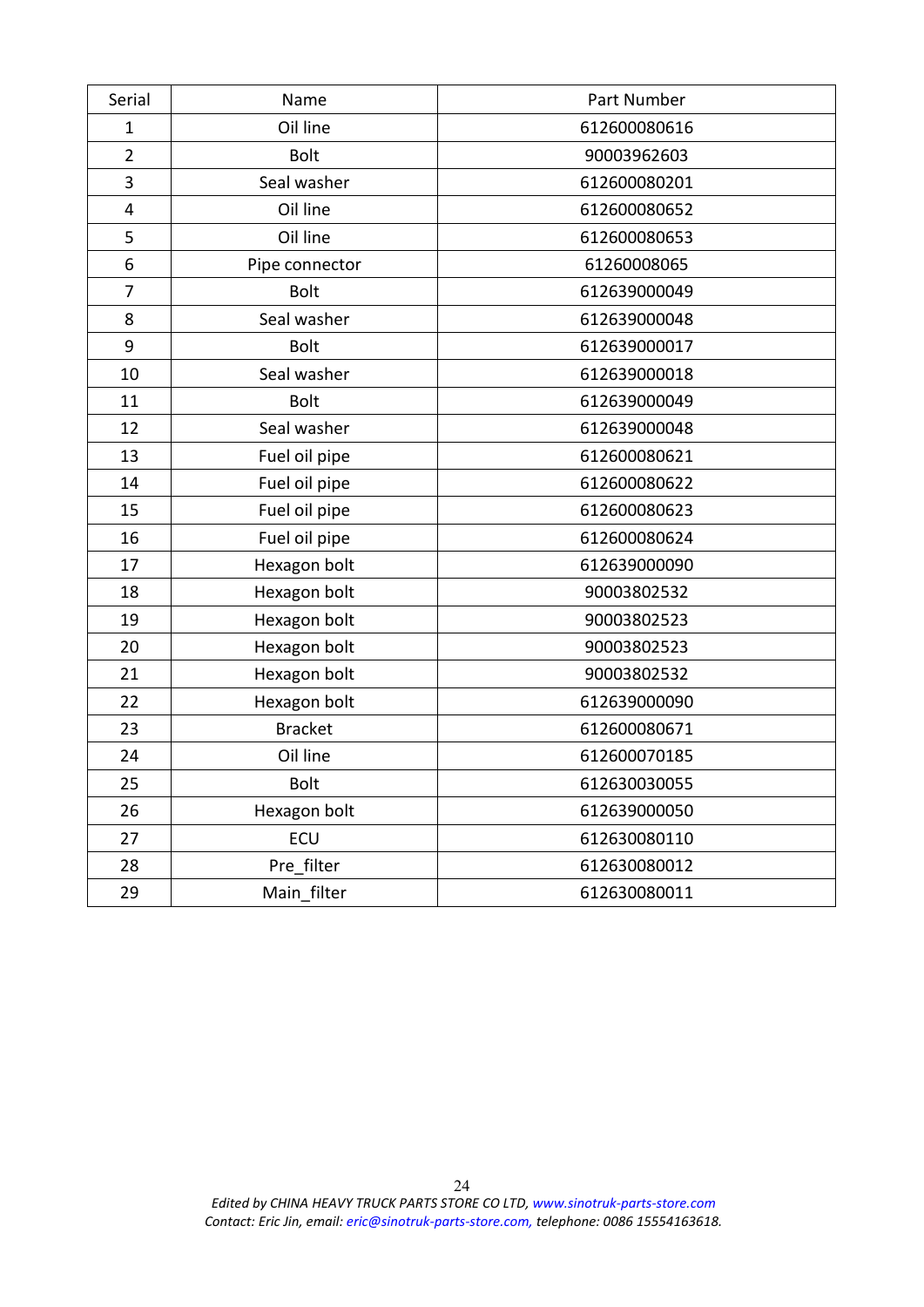| Serial | Name | Part Number |
|---|---|---|
| 1 | Oil line | 612600080616 |
| 2 | Bolt | 90003962603 |
| 3 | Seal washer | 612600080201 |
| 4 | Oil line | 612600080652 |
| 5 | Oil line | 612600080653 |
| 6 | Pipe connector | 61260008065 |
| 7 | Bolt | 612639000049 |
| 8 | Seal washer | 612639000048 |
| 9 | Bolt | 612639000017 |
| 10 | Seal washer | 612639000018 |
| 11 | Bolt | 612639000049 |
| 12 | Seal washer | 612639000048 |
| 13 | Fuel oil pipe | 612600080621 |
| 14 | Fuel oil pipe | 612600080622 |
| 15 | Fuel oil pipe | 612600080623 |
| 16 | Fuel oil pipe | 612600080624 |
| 17 | Hexagon bolt | 612639000090 |
| 18 | Hexagon bolt | 90003802532 |
| 19 | Hexagon bolt | 90003802523 |
| 20 | Hexagon bolt | 90003802523 |
| 21 | Hexagon bolt | 90003802532 |
| 22 | Hexagon bolt | 612639000090 |
| 23 | Bracket | 612600080671 |
| 24 | Oil line | 612600070185 |
| 25 | Bolt | 612630030055 |
| 26 | Hexagon bolt | 612639000050 |
| 27 | ECU | 612630080110 |
| 28 | Pre_filter | 612630080012 |
| 29 | Main_filter | 612630080011 |

*Edited by CHINA HEAVY TRUCK PARTS STORE CO LTD, www.sinotruk-parts-store.com*
*Contact: Eric Jin, email: eric@sinotruk-parts-store.com, telephone: 0086 15554163618.*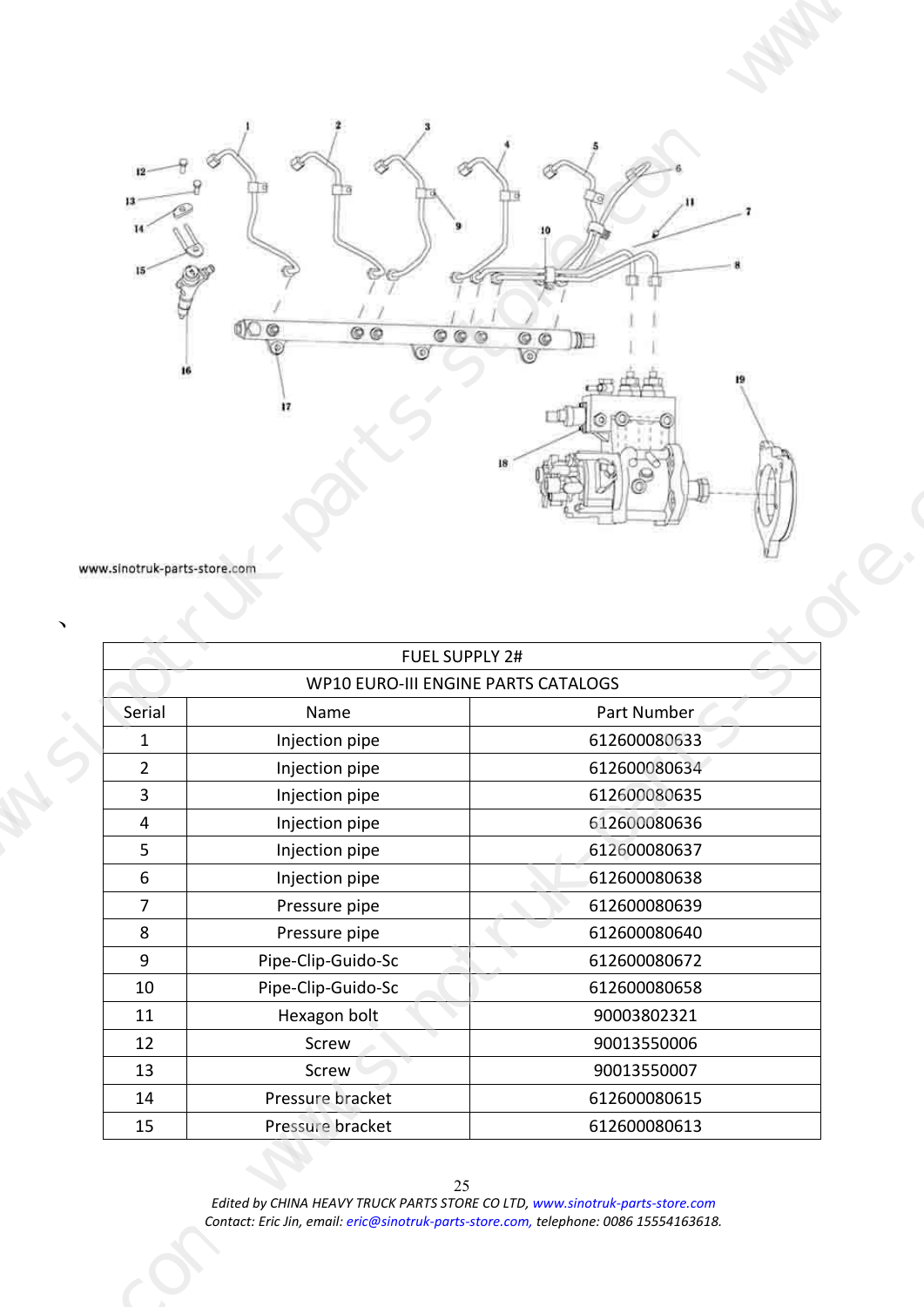www.sinotruk-parts-store.com

| FUEL SUPPLY 2# | | |
|---|---|---|
| WP10 EURO-III ENGINE PARTS CATALOGS | | |
| Serial | Name | Part Number |
| 1 | Injection pipe | 612600080633 |
| 2 | Injection pipe | 612600080634 |
| 3 | Injection pipe | 612600080635 |
| 4 | Injection pipe | 612600080636 |
| 5 | Injection pipe | 612600080637 |
| 6 | Injection pipe | 612600080638 |
| 7 | Pressure pipe | 612600080639 |
| 8 | Pressure pipe | 612600080640 |
| 9 | Pipe-Clip-Guido-Sc | 612600080672 |
| 10 | Pipe-Clip-Guido-Sc | 612600080658 |
| 11 | Hexagon bolt | 90003802321 |
| 12 | Screw | 90013550006 |
| 13 | Screw | 90013550007 |
| 14 | Pressure bracket | 612600080615 |
| 15 | Pressure bracket | 612600080613 |

*Edited by CHINA HEAVY TRUCK PARTS STORE CO LTD, www.sinotruk-parts-store.com*
*Contact: Eric Jin, email: eric@sinotruk-parts-store.com, telephone: 0086 15554163618.*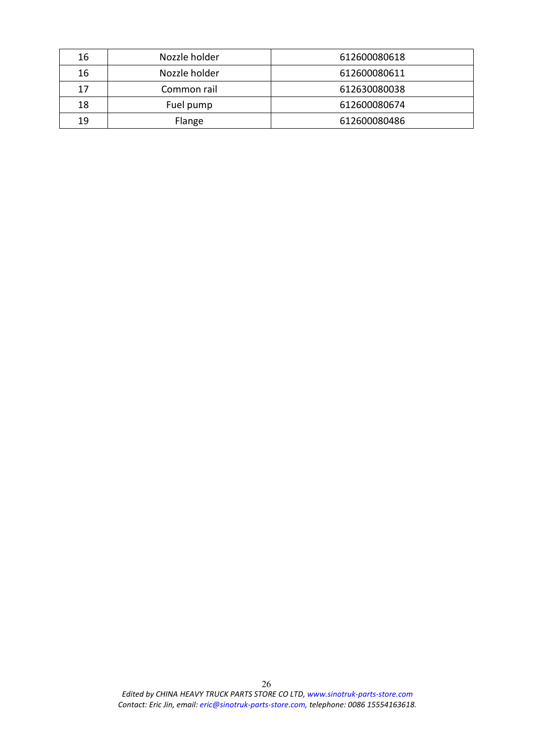| | | |
|---|---|---|
| 16 | Nozzle holder | 612600080618 |
| 16 | Nozzle holder | 612600080611 |
| 17 | Common rail | 612630080038 |
| 18 | Fuel pump | 612600080674 |
| 19 | Flange | 612600080486 |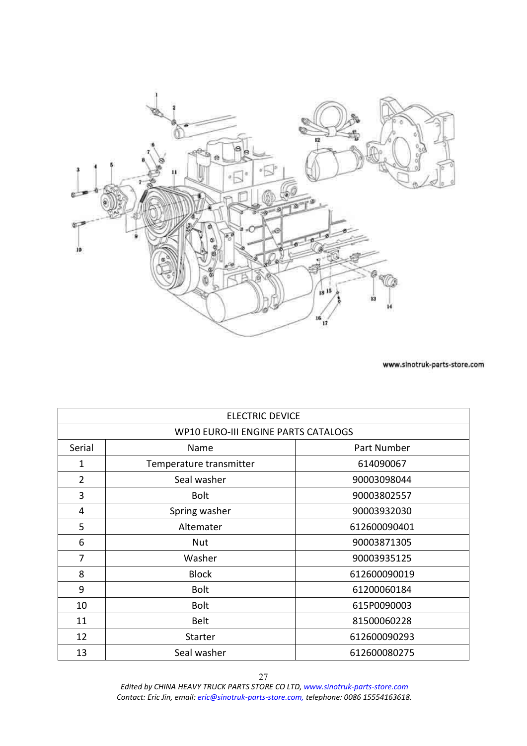www.sinotruk-parts-store.com

| ELECTRIC DEVICE | | |
|---|---|---|
| WP10 EURO-III ENGINE PARTS CATALOGS | | |
| Serial | Name | Part Number |
| 1 | Temperature transmitter | 614090067 |
| 2 | Seal washer | 90003098044 |
| 3 | Bolt | 90003802557 |
| 4 | Spring washer | 90003932030 |
| 5 | Altemater | 612600090401 |
| 6 | Nut | 90003871305 |
| 7 | Washer | 90003935125 |
| 8 | Block | 612600090019 |
| 9 | Bolt | 61200060184 |
| 10 | Bolt | 615P0090003 |
| 11 | Belt | 81500060228 |
| 12 | Starter | 612600090293 |
| 13 | Seal washer | 612600080275 |

*Edited by CHINA HEAVY TRUCK PARTS STORE CO LTD, www.sinotruk-parts-store.com*
*Contact: Eric Jin, email: eric@sinotruk-parts-store.com, telephone: 0086 15554163618.*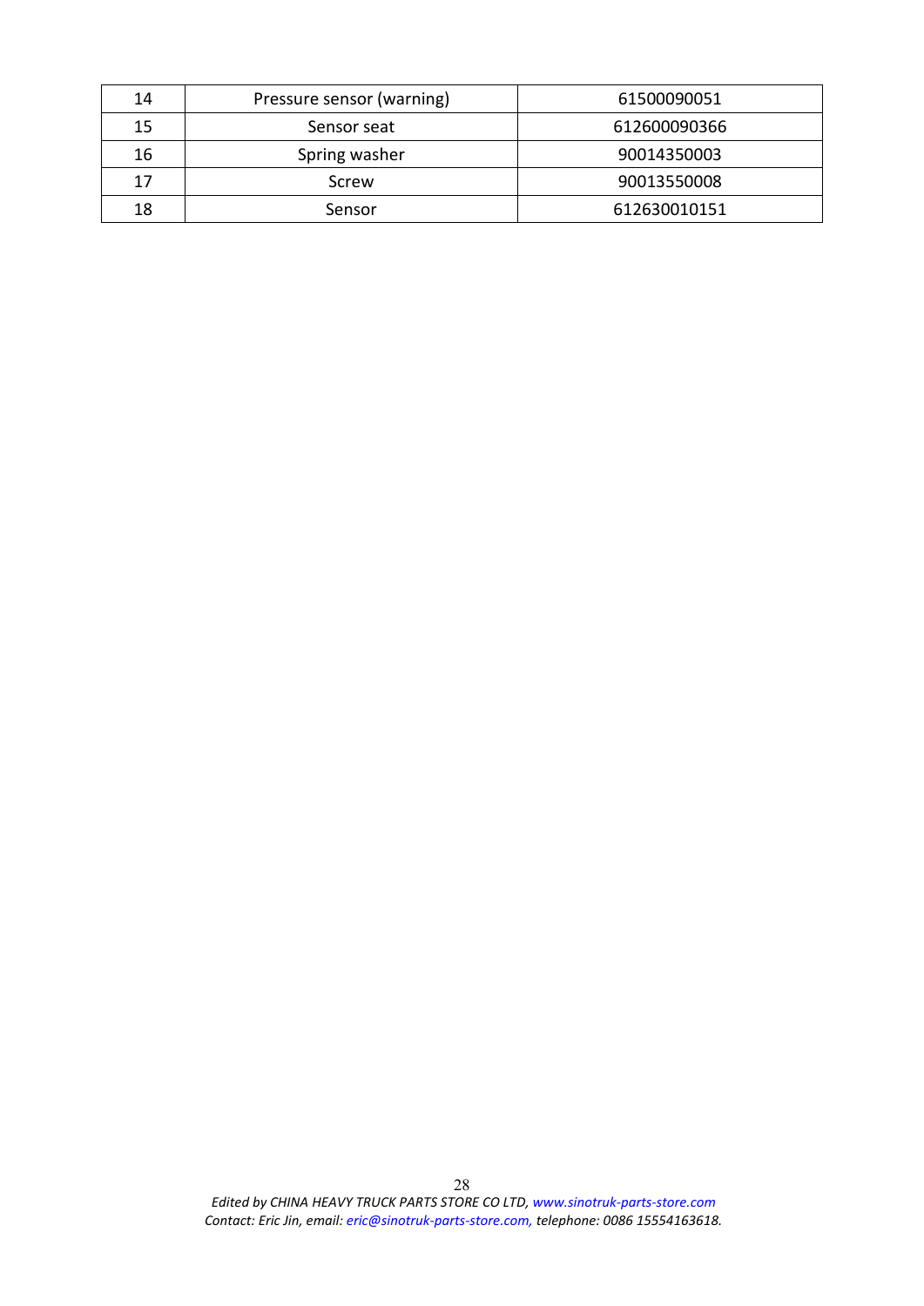| 14 | Pressure sensor (warning) | 61500090051 |
|---|---|---|
| 15 | Sensor seat | 612600090366 |
| 16 | Spring washer | 90014350003 |
| 17 | Screw | 90013550008 |
| 18 | Sensor | 612630010151 |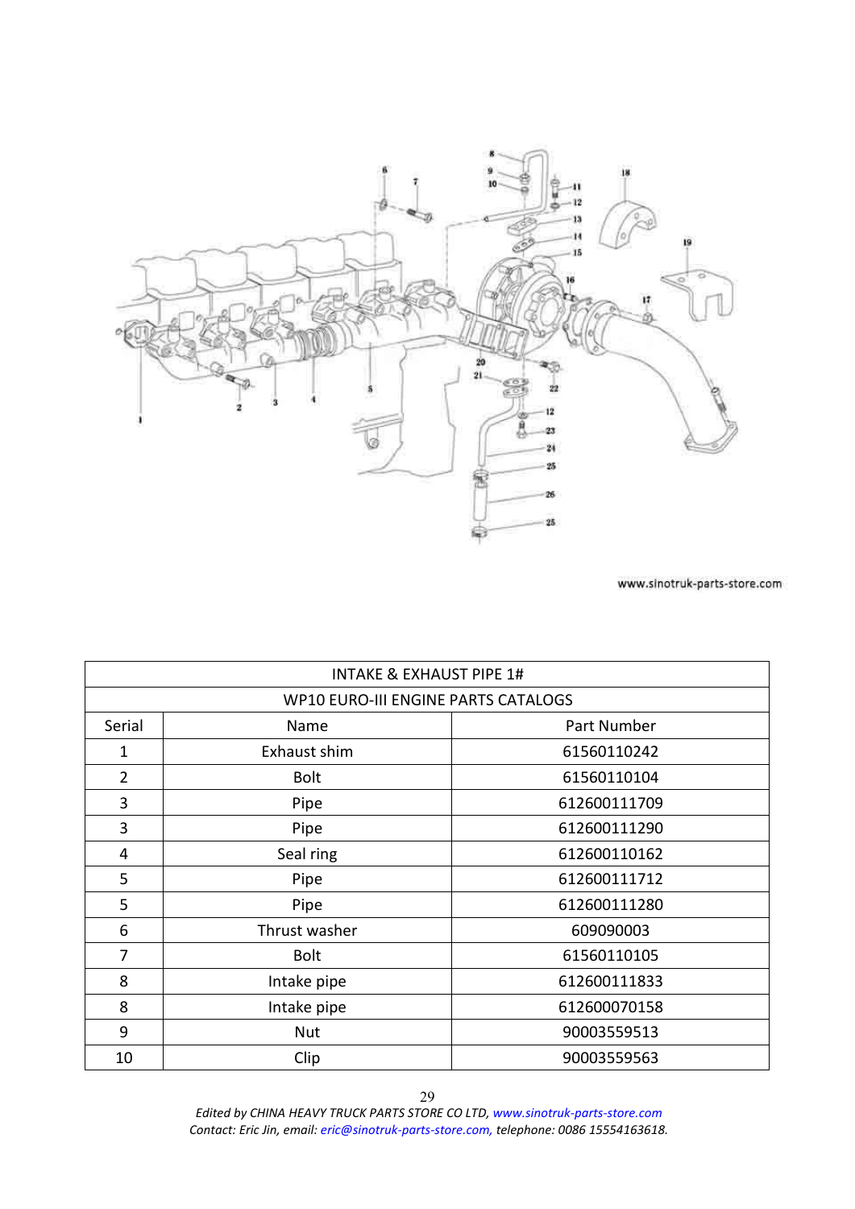www.sinotruk-parts-store.com

| INTAKE & EXHAUST PIPE 1# | | |
|---|---|---|
| WP10 EURO-III ENGINE PARTS CATALOGS | | |
| Serial | Name | Part Number |
| 1 | Exhaust shim | 61560110242 |
| 2 | Bolt | 61560110104 |
| 3 | Pipe | 612600111709 |
| 3 | Pipe | 612600111290 |
| 4 | Seal ring | 612600110162 |
| 5 | Pipe | 612600111712 |
| 5 | Pipe | 612600111280 |
| 6 | Thrust washer | 609090003 |
| 7 | Bolt | 61560110105 |
| 8 | Intake pipe | 612600111833 |
| 8 | Intake pipe | 612600070158 |
| 9 | Nut | 90003559513 |
| 10 | Clip | 90003559563 |

*Edited by CHINA HEAVY TRUCK PARTS STORE CO LTD, www.sinotruk-parts-store.com*
*Contact: Eric Jin, email: eric@sinotruk-parts-store.com, telephone: 0086 15554163618.*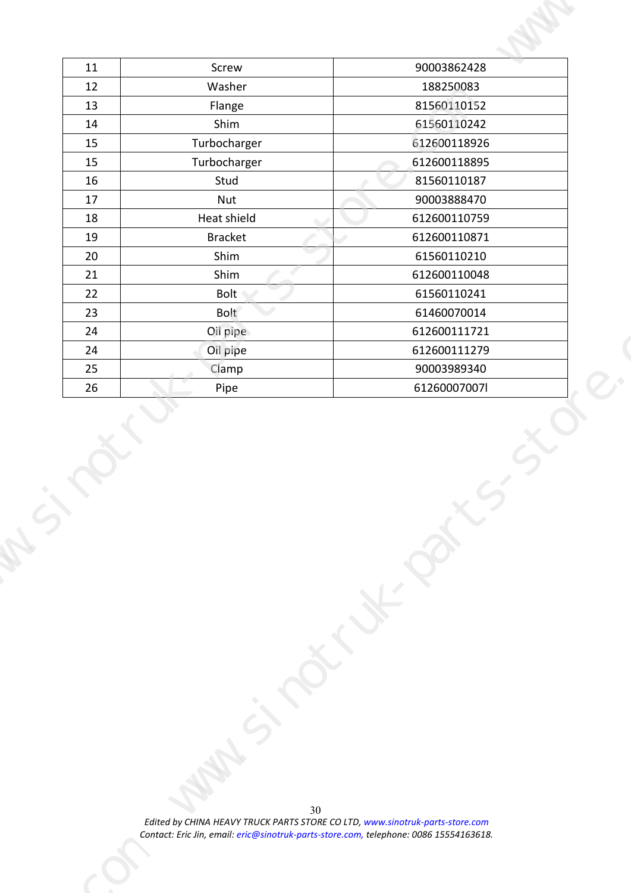| 11 | Screw | 90003862428 |
|---|---|---|
| 12 | Washer | 188250083 |
| 13 | Flange | 81560110152 |
| 14 | Shim | 61560110242 |
| 15 | Turbocharger | 612600118926 |
| 15 | Turbocharger | 612600118895 |
| 16 | Stud | 81560110187 |
| 17 | Nut | 90003888470 |
| 18 | Heat shield | 612600110759 |
| 19 | Bracket | 612600110871 |
| 20 | Shim | 61560110210 |
| 21 | Shim | 612600110048 |
| 22 | Bolt | 61560110241 |
| 23 | Bolt | 61460070014 |
| 24 | Oil pipe | 612600111721 |
| 24 | Oil pipe | 612600111279 |
| 25 | Clamp | 90003989340 |
| 26 | Pipe | 61260007007l |

*Edited by CHINA HEAVY TRUCK PARTS STORE CO LTD, www.sinotruk-parts-store.com*
*Contact: Eric Jin, email: eric@sinotruk-parts-store.com, telephone: 0086 15554163618.*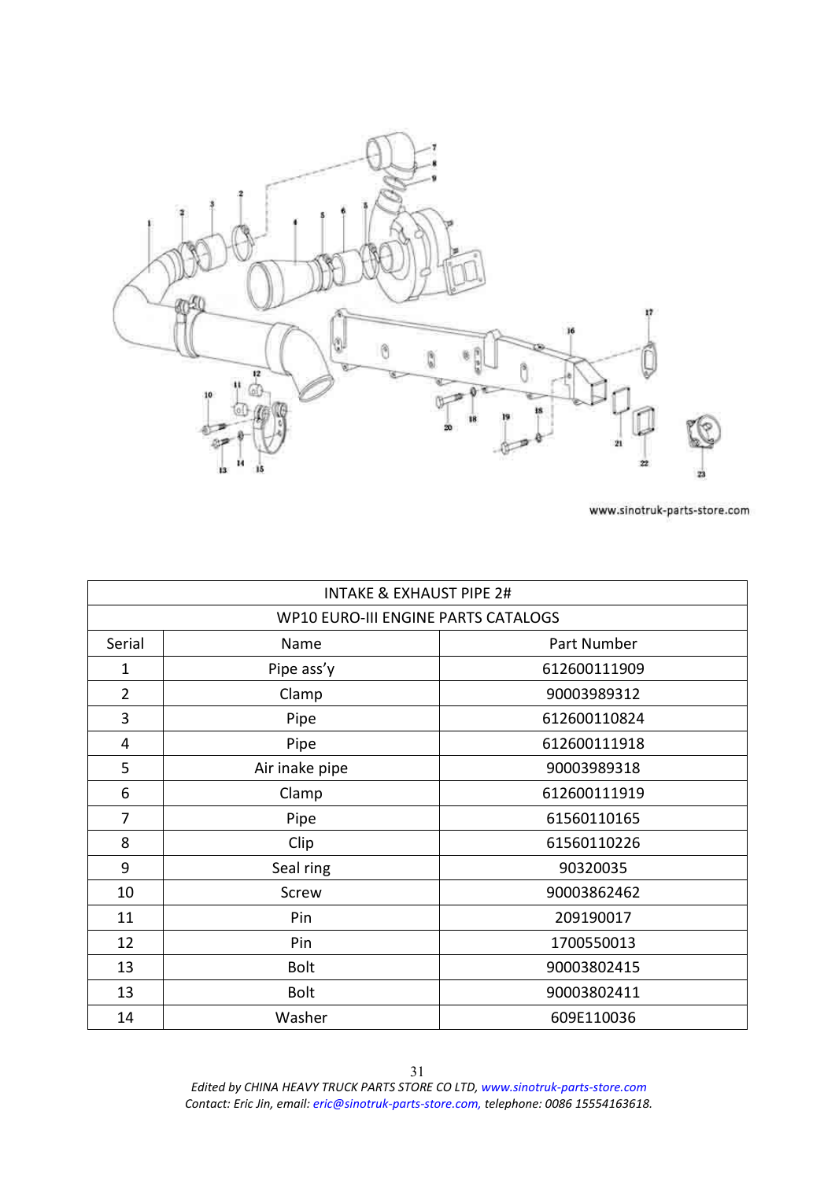| INTAKE & EXHAUST PIPE 2# | | |
|---|---|---|
| WP10 EURO-III ENGINE PARTS CATALOGS | | |
| Serial | Name | Part Number |
| 1 | Pipe ass'y | 612600111909 |
| 2 | Clamp | 90003989312 |
| 3 | Pipe | 612600110824 |
| 4 | Pipe | 612600111918 |
| 5 | Air inake pipe | 90003989318 |
| 6 | Clamp | 612600111919 |
| 7 | Pipe | 61560110165 |
| 8 | Clip | 61560110226 |
| 9 | Seal ring | 90320035 |
| 10 | Screw | 90003862462 |
| 11 | Pin | 209190017 |
| 12 | Pin | 1700550013 |
| 13 | Bolt | 90003802415 |
| 13 | Bolt | 90003802411 |
| 14 | Washer | 609E110036 |

*Edited by CHINA HEAVY TRUCK PARTS STORE CO LTD, www.sinotruk-parts-store.com*
*Contact: Eric Jin, email: eric@sinotruk-parts-store.com, telephone: 0086 15554163618.*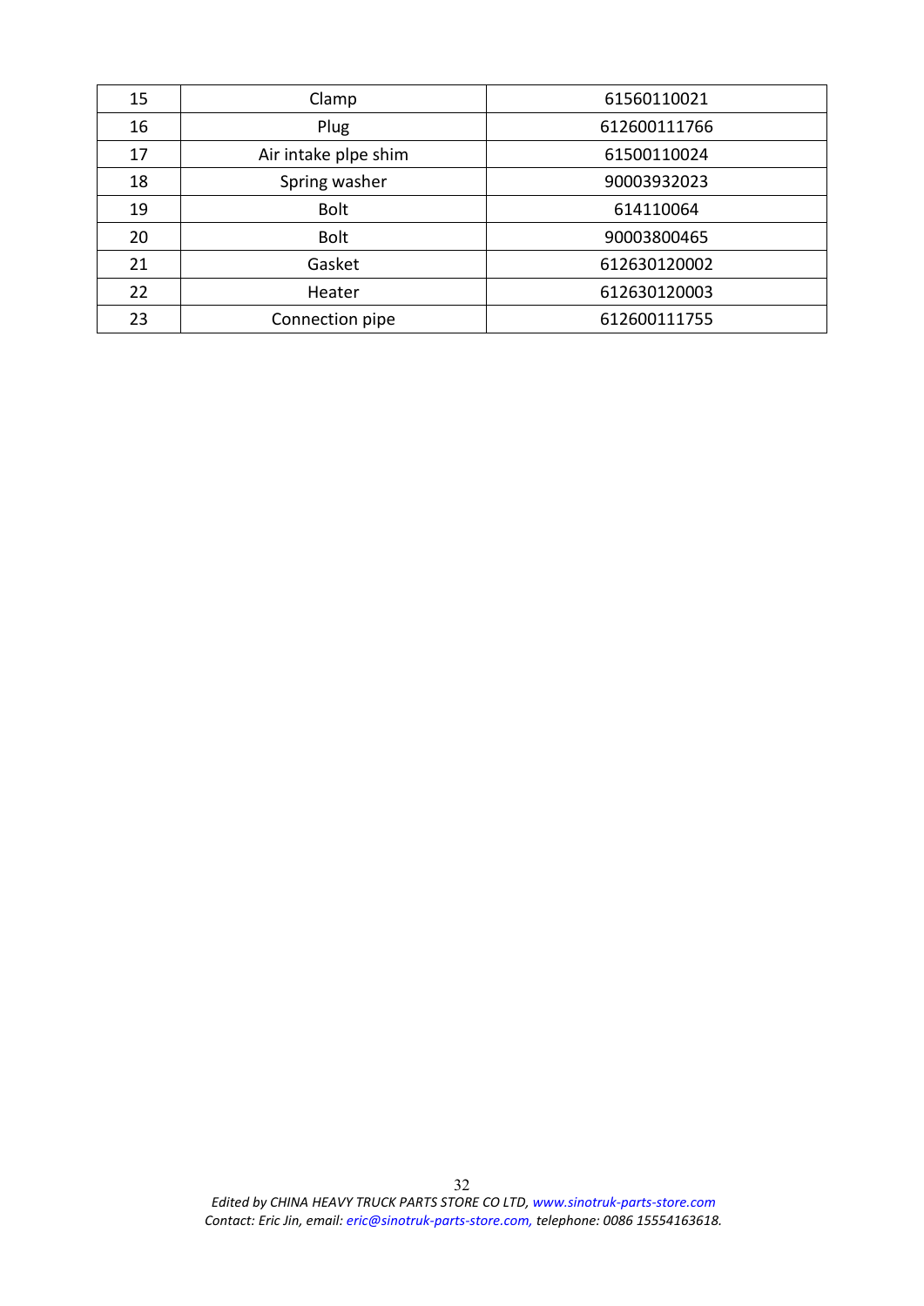| 15 | Clamp | 61560110021 |
|---|---|---|
| 16 | Plug | 612600111766 |
| 17 | Air intake plpe shim | 61500110024 |
| 18 | Spring washer | 90003932023 |
| 19 | Bolt | 614110064 |
| 20 | Bolt | 90003800465 |
| 21 | Gasket | 612630120002 |
| 22 | Heater | 612630120003 |
| 23 | Connection pipe | 612600111755 |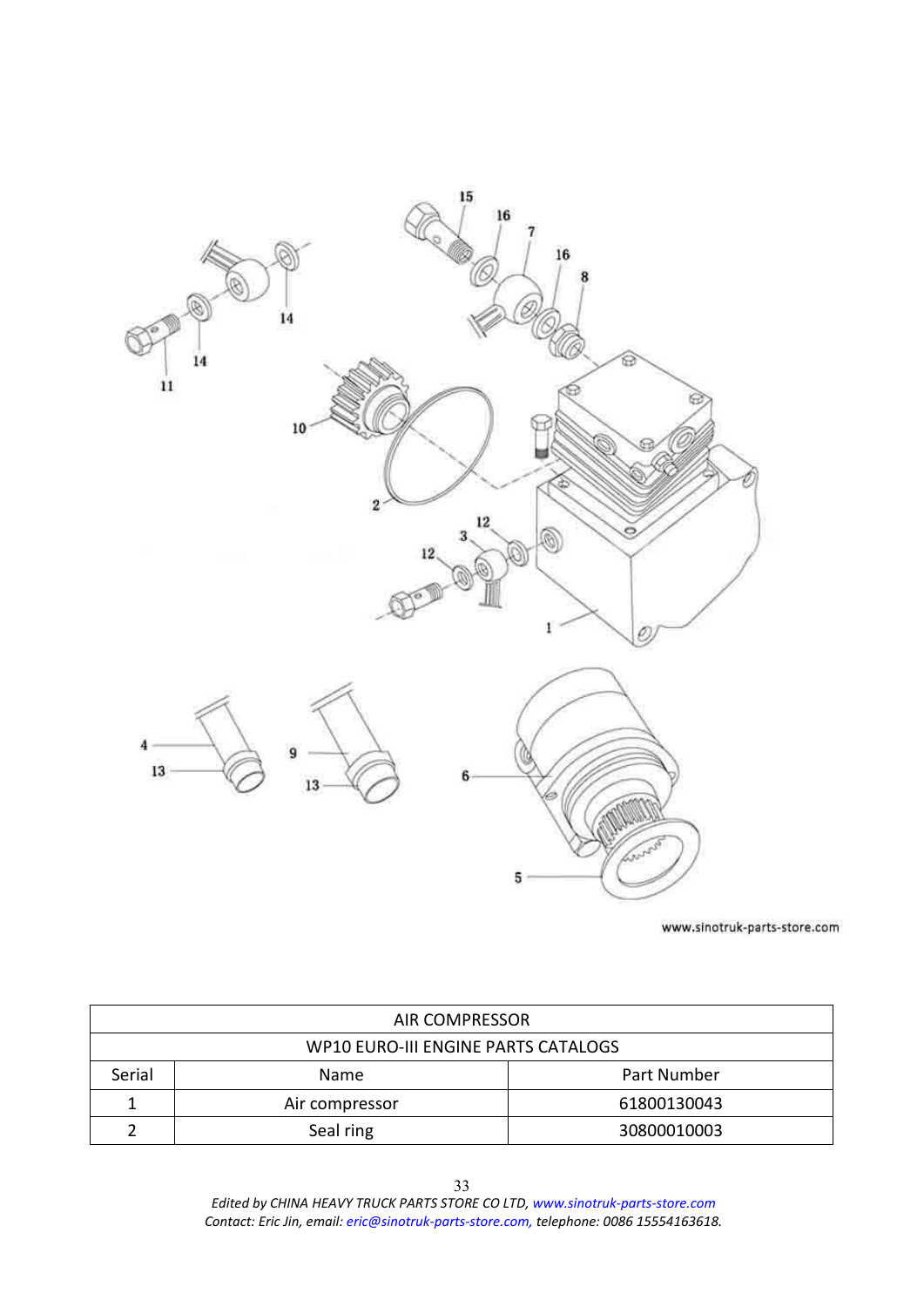| AIR COMPRESSOR | | |
|---|---|---|
| WP10 EURO-III ENGINE PARTS CATALOGS | | |
| Serial | Name | Part Number |
| 1 | Air compressor | 61800130043 |
| 2 | Seal ring | 30800010003 |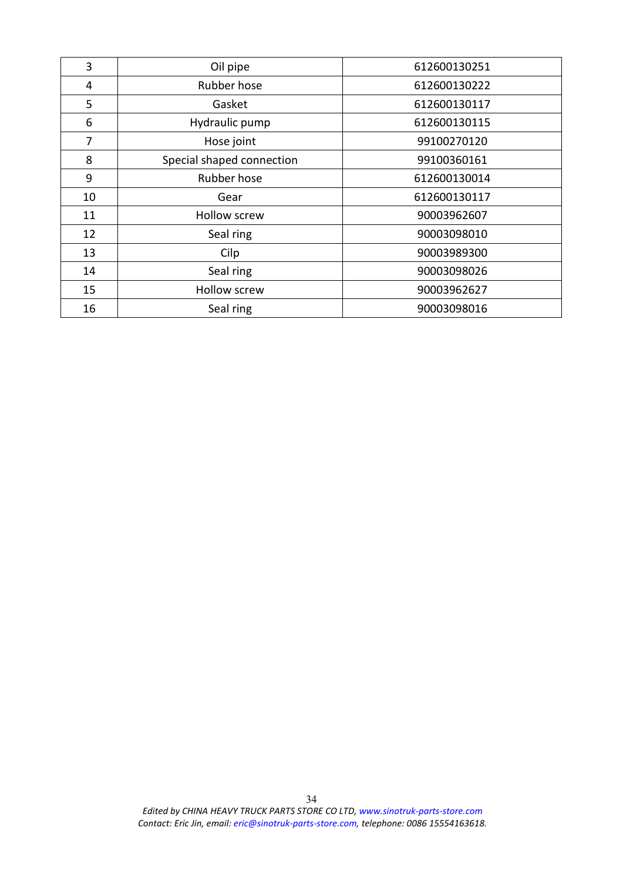| 3 | Oil pipe | 612600130251 |
|---|---|---|
| 4 | Rubber hose | 612600130222 |
| 5 | Gasket | 612600130117 |
| 6 | Hydraulic pump | 612600130115 |
| 7 | Hose joint | 99100270120 |
| 8 | Special shaped connection | 99100360161 |
| 9 | Rubber hose | 612600130014 |
| 10 | Gear | 612600130117 |
| 11 | Hollow screw | 90003962607 |
| 12 | Seal ring | 90003098010 |
| 13 | Cilp | 90003989300 |
| 14 | Seal ring | 90003098026 |
| 15 | Hollow screw | 90003962627 |
| 16 | Seal ring | 90003098016 |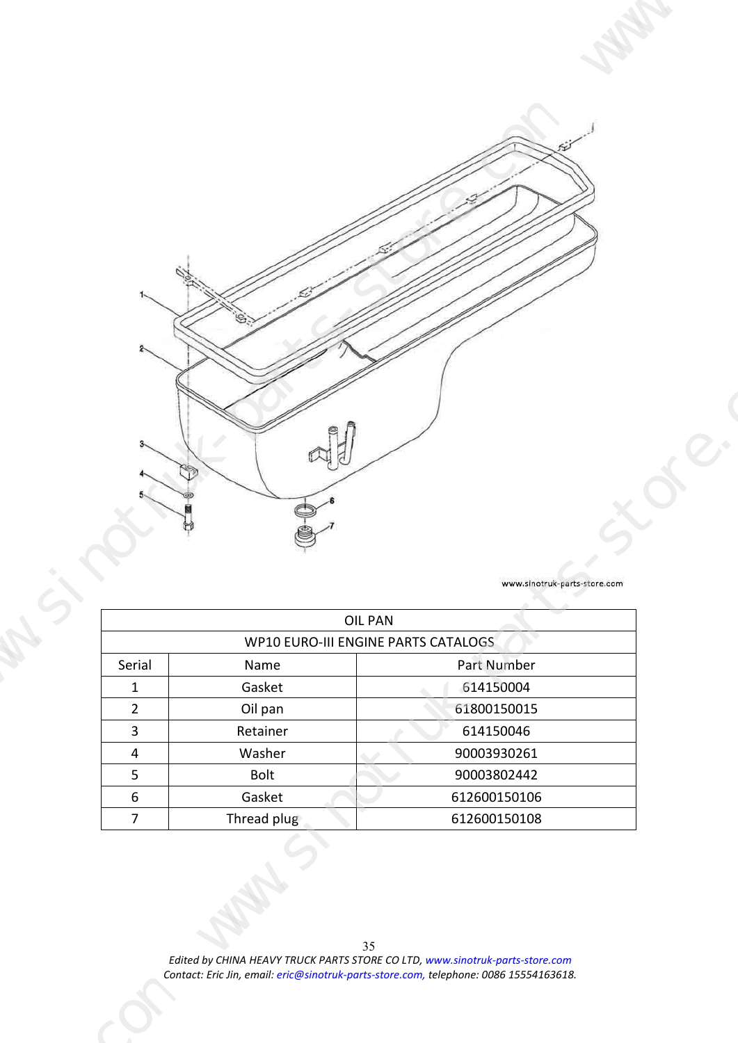www.sinotruk-parts-store.com

| OIL PAN | | |
|---|---|---|
| WP10 EURO-III ENGINE PARTS CATALOGS | | |
| Serial | Name | Part Number |
| 1 | Gasket | 614150004 |
| 2 | Oil pan | 61800150015 |
| 3 | Retainer | 614150046 |
| 4 | Washer | 90003930261 |
| 5 | Bolt | 90003802442 |
| 6 | Gasket | 612600150106 |
| 7 | Thread plug | 612600150108 |

*Edited by CHINA HEAVY TRUCK PARTS STORE CO LTD, www.sinotruk-parts-store.com*
*Contact: Eric Jin, email: eric@sinotruk-parts-store.com, telephone: 0086 15554163618.*